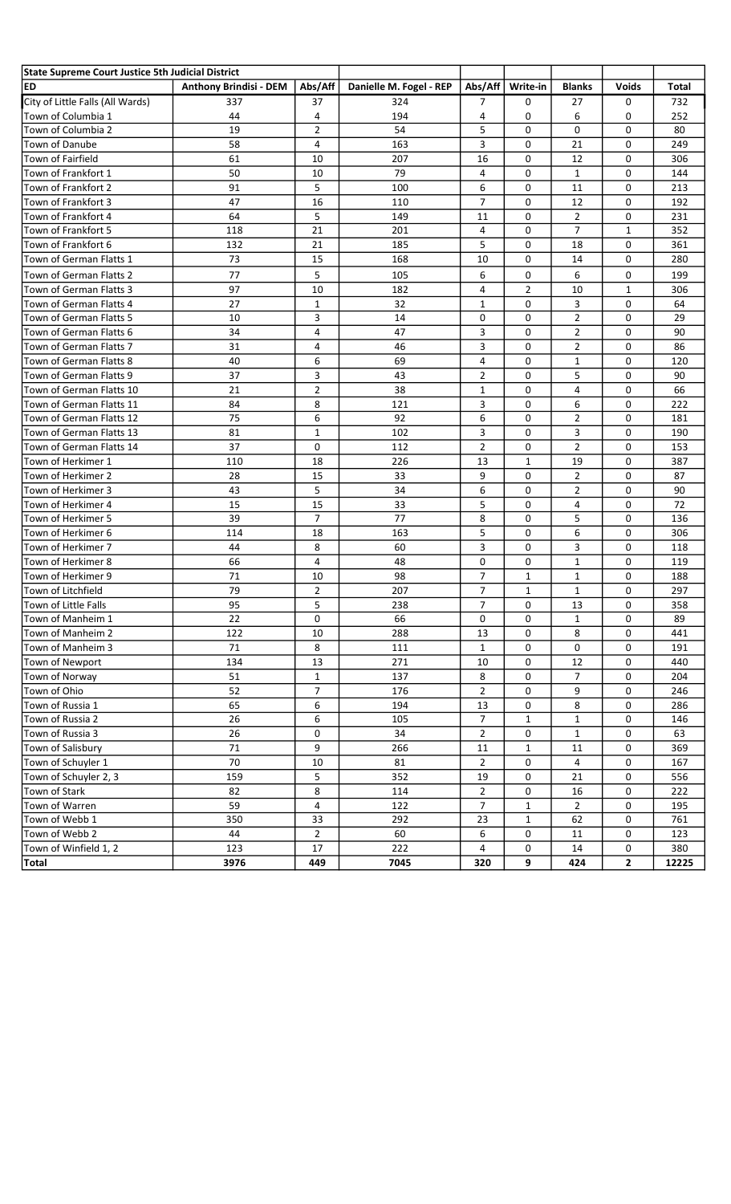| State Supreme Court Justice 5th Judicial District | | | | | | | | |
|---|---|---|---|---|---|---|---|---|
| ED | Anthony Brindisi - DEM | Abs/Aff | Danielle M. Fogel - REP | Abs/Aff | Write-in | Blanks | Voids | Total |
| City of Little Falls (All Wards) | 337 | 37 | 324 | 7 | 0 | 27 | 0 | 732 |
| Town of Columbia 1 | 44 | 4 | 194 | 4 | 0 | 6 | 0 | 252 |
| Town of Columbia 2 | 19 | 2 | 54 | 5 | 0 | 0 | 0 | 80 |
| Town of Danube | 58 | 4 | 163 | 3 | 0 | 21 | 0 | 249 |
| Town of Fairfield | 61 | 10 | 207 | 16 | 0 | 12 | 0 | 306 |
| Town of Frankfort 1 | 50 | 10 | 79 | 4 | 0 | 1 | 0 | 144 |
| Town of Frankfort 2 | 91 | 5 | 100 | 6 | 0 | 11 | 0 | 213 |
| Town of Frankfort 3 | 47 | 16 | 110 | 7 | 0 | 12 | 0 | 192 |
| Town of Frankfort 4 | 64 | 5 | 149 | 11 | 0 | 2 | 0 | 231 |
| Town of Frankfort 5 | 118 | 21 | 201 | 4 | 0 | 7 | 1 | 352 |
| Town of Frankfort 6 | 132 | 21 | 185 | 5 | 0 | 18 | 0 | 361 |
| Town of German Flatts 1 | 73 | 15 | 168 | 10 | 0 | 14 | 0 | 280 |
| Town of German Flatts 2 | 77 | 5 | 105 | 6 | 0 | 6 | 0 | 199 |
| Town of German Flatts 3 | 97 | 10 | 182 | 4 | 2 | 10 | 1 | 306 |
| Town of German Flatts 4 | 27 | 1 | 32 | 1 | 0 | 3 | 0 | 64 |
| Town of German Flatts 5 | 10 | 3 | 14 | 0 | 0 | 2 | 0 | 29 |
| Town of German Flatts 6 | 34 | 4 | 47 | 3 | 0 | 2 | 0 | 90 |
| Town of German Flatts 7 | 31 | 4 | 46 | 3 | 0 | 2 | 0 | 86 |
| Town of German Flatts 8 | 40 | 6 | 69 | 4 | 0 | 1 | 0 | 120 |
| Town of German Flatts 9 | 37 | 3 | 43 | 2 | 0 | 5 | 0 | 90 |
| Town of German Flatts 10 | 21 | 2 | 38 | 1 | 0 | 4 | 0 | 66 |
| Town of German Flatts 11 | 84 | 8 | 121 | 3 | 0 | 6 | 0 | 222 |
| Town of German Flatts 12 | 75 | 6 | 92 | 6 | 0 | 2 | 0 | 181 |
| Town of German Flatts 13 | 81 | 1 | 102 | 3 | 0 | 3 | 0 | 190 |
| Town of German Flatts 14 | 37 | 0 | 112 | 2 | 0 | 2 | 0 | 153 |
| Town of Herkimer 1 | 110 | 18 | 226 | 13 | 1 | 19 | 0 | 387 |
| Town of Herkimer 2 | 28 | 15 | 33 | 9 | 0 | 2 | 0 | 87 |
| Town of Herkimer 3 | 43 | 5 | 34 | 6 | 0 | 2 | 0 | 90 |
| Town of Herkimer 4 | 15 | 15 | 33 | 5 | 0 | 4 | 0 | 72 |
| Town of Herkimer 5 | 39 | 7 | 77 | 8 | 0 | 5 | 0 | 136 |
| Town of Herkimer 6 | 114 | 18 | 163 | 5 | 0 | 6 | 0 | 306 |
| Town of Herkimer 7 | 44 | 8 | 60 | 3 | 0 | 3 | 0 | 118 |
| Town of Herkimer 8 | 66 | 4 | 48 | 0 | 0 | 1 | 0 | 119 |
| Town of Herkimer 9 | 71 | 10 | 98 | 7 | 1 | 1 | 0 | 188 |
| Town of Litchfield | 79 | 2 | 207 | 7 | 1 | 1 | 0 | 297 |
| Town of Little Falls | 95 | 5 | 238 | 7 | 0 | 13 | 0 | 358 |
| Town of Manheim 1 | 22 | 0 | 66 | 0 | 0 | 1 | 0 | 89 |
| Town of Manheim 2 | 122 | 10 | 288 | 13 | 0 | 8 | 0 | 441 |
| Town of Manheim 3 | 71 | 8 | 111 | 1 | 0 | 0 | 0 | 191 |
| Town of Newport | 134 | 13 | 271 | 10 | 0 | 12 | 0 | 440 |
| Town of Norway | 51 | 1 | 137 | 8 | 0 | 7 | 0 | 204 |
| Town of Ohio | 52 | 7 | 176 | 2 | 0 | 9 | 0 | 246 |
| Town of Russia 1 | 65 | 6 | 194 | 13 | 0 | 8 | 0 | 286 |
| Town of Russia 2 | 26 | 6 | 105 | 7 | 1 | 1 | 0 | 146 |
| Town of Russia 3 | 26 | 0 | 34 | 2 | 0 | 1 | 0 | 63 |
| Town of Salisbury | 71 | 9 | 266 | 11 | 1 | 11 | 0 | 369 |
| Town of Schuyler 1 | 70 | 10 | 81 | 2 | 0 | 4 | 0 | 167 |
| Town of Schuyler 2, 3 | 159 | 5 | 352 | 19 | 0 | 21 | 0 | 556 |
| Town of Stark | 82 | 8 | 114 | 2 | 0 | 16 | 0 | 222 |
| Town of Warren | 59 | 4 | 122 | 7 | 1 | 2 | 0 | 195 |
| Town of Webb 1 | 350 | 33 | 292 | 23 | 1 | 62 | 0 | 761 |
| Town of Webb 2 | 44 | 2 | 60 | 6 | 0 | 11 | 0 | 123 |
| Town of Winfield 1, 2 | 123 | 17 | 222 | 4 | 0 | 14 | 0 | 380 |
| **Total** | **3976** | **449** | **7045** | **320** | **9** | **424** | **2** | **12225** |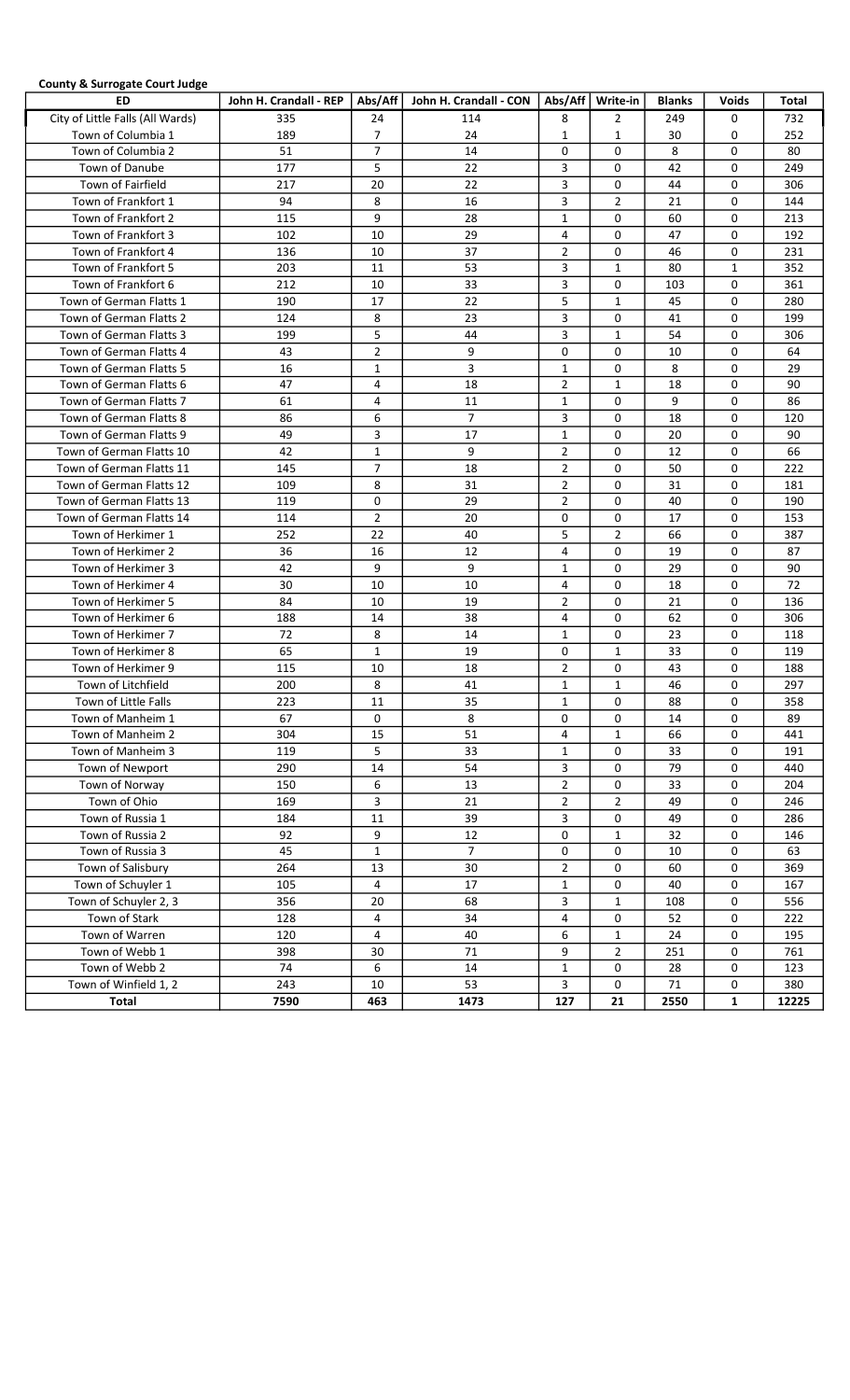**County & Surrogate Court Judge**

| ED | John H. Crandall - REP | Abs/Aff | John H. Crandall - CON | Abs/Aff | Write-in | Blanks | Voids | Total |
|---|---|---|---|---|---|---|---|---|
| City of Little Falls (All Wards) | 335 | 24 | 114 | 8 | 2 | 249 | 0 | 732 |
| Town of Columbia 1 | 189 | 7 | 24 | 1 | 1 | 30 | 0 | 252 |
| Town of Columbia 2 | 51 | 7 | 14 | 0 | 0 | 8 | 0 | 80 |
| Town of Danube | 177 | 5 | 22 | 3 | 0 | 42 | 0 | 249 |
| Town of Fairfield | 217 | 20 | 22 | 3 | 0 | 44 | 0 | 306 |
| Town of Frankfort 1 | 94 | 8 | 16 | 3 | 2 | 21 | 0 | 144 |
| Town of Frankfort 2 | 115 | 9 | 28 | 1 | 0 | 60 | 0 | 213 |
| Town of Frankfort 3 | 102 | 10 | 29 | 4 | 0 | 47 | 0 | 192 |
| Town of Frankfort 4 | 136 | 10 | 37 | 2 | 0 | 46 | 0 | 231 |
| Town of Frankfort 5 | 203 | 11 | 53 | 3 | 1 | 80 | 1 | 352 |
| Town of Frankfort 6 | 212 | 10 | 33 | 3 | 0 | 103 | 0 | 361 |
| Town of German Flatts 1 | 190 | 17 | 22 | 5 | 1 | 45 | 0 | 280 |
| Town of German Flatts 2 | 124 | 8 | 23 | 3 | 0 | 41 | 0 | 199 |
| Town of German Flatts 3 | 199 | 5 | 44 | 3 | 1 | 54 | 0 | 306 |
| Town of German Flatts 4 | 43 | 2 | 9 | 0 | 0 | 10 | 0 | 64 |
| Town of German Flatts 5 | 16 | 1 | 3 | 1 | 0 | 8 | 0 | 29 |
| Town of German Flatts 6 | 47 | 4 | 18 | 2 | 1 | 18 | 0 | 90 |
| Town of German Flatts 7 | 61 | 4 | 11 | 1 | 0 | 9 | 0 | 86 |
| Town of German Flatts 8 | 86 | 6 | 7 | 3 | 0 | 18 | 0 | 120 |
| Town of German Flatts 9 | 49 | 3 | 17 | 1 | 0 | 20 | 0 | 90 |
| Town of German Flatts 10 | 42 | 1 | 9 | 2 | 0 | 12 | 0 | 66 |
| Town of German Flatts 11 | 145 | 7 | 18 | 2 | 0 | 50 | 0 | 222 |
| Town of German Flatts 12 | 109 | 8 | 31 | 2 | 0 | 31 | 0 | 181 |
| Town of German Flatts 13 | 119 | 0 | 29 | 2 | 0 | 40 | 0 | 190 |
| Town of German Flatts 14 | 114 | 2 | 20 | 0 | 0 | 17 | 0 | 153 |
| Town of Herkimer 1 | 252 | 22 | 40 | 5 | 2 | 66 | 0 | 387 |
| Town of Herkimer 2 | 36 | 16 | 12 | 4 | 0 | 19 | 0 | 87 |
| Town of Herkimer 3 | 42 | 9 | 9 | 1 | 0 | 29 | 0 | 90 |
| Town of Herkimer 4 | 30 | 10 | 10 | 4 | 0 | 18 | 0 | 72 |
| Town of Herkimer 5 | 84 | 10 | 19 | 2 | 0 | 21 | 0 | 136 |
| Town of Herkimer 6 | 188 | 14 | 38 | 4 | 0 | 62 | 0 | 306 |
| Town of Herkimer 7 | 72 | 8 | 14 | 1 | 0 | 23 | 0 | 118 |
| Town of Herkimer 8 | 65 | 1 | 19 | 0 | 1 | 33 | 0 | 119 |
| Town of Herkimer 9 | 115 | 10 | 18 | 2 | 0 | 43 | 0 | 188 |
| Town of Litchfield | 200 | 8 | 41 | 1 | 1 | 46 | 0 | 297 |
| Town of Little Falls | 223 | 11 | 35 | 1 | 0 | 88 | 0 | 358 |
| Town of Manheim 1 | 67 | 0 | 8 | 0 | 0 | 14 | 0 | 89 |
| Town of Manheim 2 | 304 | 15 | 51 | 4 | 1 | 66 | 0 | 441 |
| Town of Manheim 3 | 119 | 5 | 33 | 1 | 0 | 33 | 0 | 191 |
| Town of Newport | 290 | 14 | 54 | 3 | 0 | 79 | 0 | 440 |
| Town of Norway | 150 | 6 | 13 | 2 | 0 | 33 | 0 | 204 |
| Town of Ohio | 169 | 3 | 21 | 2 | 2 | 49 | 0 | 246 |
| Town of Russia 1 | 184 | 11 | 39 | 3 | 0 | 49 | 0 | 286 |
| Town of Russia 2 | 92 | 9 | 12 | 0 | 1 | 32 | 0 | 146 |
| Town of Russia 3 | 45 | 1 | 7 | 0 | 0 | 10 | 0 | 63 |
| Town of Salisbury | 264 | 13 | 30 | 2 | 0 | 60 | 0 | 369 |
| Town of Schuyler 1 | 105 | 4 | 17 | 1 | 0 | 40 | 0 | 167 |
| Town of Schuyler 2, 3 | 356 | 20 | 68 | 3 | 1 | 108 | 0 | 556 |
| Town of Stark | 128 | 4 | 34 | 4 | 0 | 52 | 0 | 222 |
| Town of Warren | 120 | 4 | 40 | 6 | 1 | 24 | 0 | 195 |
| Town of Webb 1 | 398 | 30 | 71 | 9 | 2 | 251 | 0 | 761 |
| Town of Webb 2 | 74 | 6 | 14 | 1 | 0 | 28 | 0 | 123 |
| Town of Winfield 1, 2 | 243 | 10 | 53 | 3 | 0 | 71 | 0 | 380 |
| **Total** | **7590** | **463** | **1473** | **127** | **21** | **2550** | **1** | **12225** |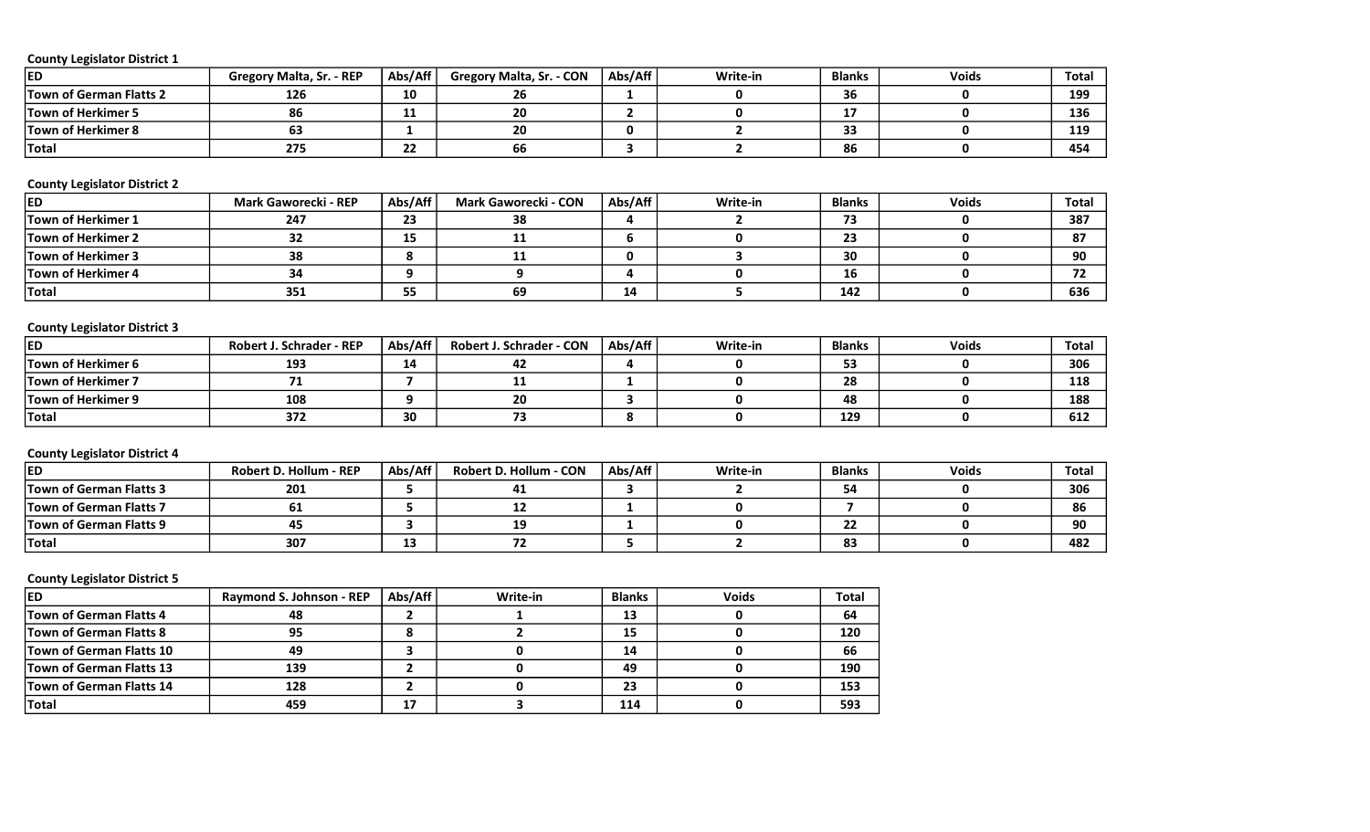**County Legislator District 1**

| ED | Gregory Malta, Sr. - REP | Abs/Aff | Gregory Malta, Sr. - CON | Abs/Aff | Write-in | Blanks | Voids | Total |
|---|---|---|---|---|---|---|---|---|
| Town of German Flatts 2 | 126 | 10 | 26 | 1 | 0 | 36 | 0 | 199 |
| Town of Herkimer 5 | 86 | 11 | 20 | 2 | 0 | 17 | 0 | 136 |
| Town of Herkimer 8 | 63 | 1 | 20 | 0 | 2 | 33 | 0 | 119 |
| Total | 275 | 22 | 66 | 3 | 2 | 86 | 0 | 454 |

**County Legislator District 2**

| ED | Mark Gaworecki - REP | Abs/Aff | Mark Gaworecki - CON | Abs/Aff | Write-in | Blanks | Voids | Total |
|---|---|---|---|---|---|---|---|---|
| Town of Herkimer 1 | 247 | 23 | 38 | 4 | 2 | 73 | 0 | 387 |
| Town of Herkimer 2 | 32 | 15 | 11 | 6 | 0 | 23 | 0 | 87 |
| Town of Herkimer 3 | 38 | 8 | 11 | 0 | 3 | 30 | 0 | 90 |
| Town of Herkimer 4 | 34 | 9 | 9 | 4 | 0 | 16 | 0 | 72 |
| Total | 351 | 55 | 69 | 14 | 5 | 142 | 0 | 636 |

**County Legislator District 3**

| ED | Robert J. Schrader - REP | Abs/Aff | Robert J. Schrader - CON | Abs/Aff | Write-in | Blanks | Voids | Total |
|---|---|---|---|---|---|---|---|---|
| Town of Herkimer 6 | 193 | 14 | 42 | 4 | 0 | 53 | 0 | 306 |
| Town of Herkimer 7 | 71 | 7 | 11 | 1 | 0 | 28 | 0 | 118 |
| Town of Herkimer 9 | 108 | 9 | 20 | 3 | 0 | 48 | 0 | 188 |
| Total | 372 | 30 | 73 | 8 | 0 | 129 | 0 | 612 |

**County Legislator District 4**

| ED | Robert D. Hollum - REP | Abs/Aff | Robert D. Hollum - CON | Abs/Aff | Write-in | Blanks | Voids | Total |
|---|---|---|---|---|---|---|---|---|
| Town of German Flatts 3 | 201 | 5 | 41 | 3 | 2 | 54 | 0 | 306 |
| Town of German Flatts 7 | 61 | 5 | 12 | 1 | 0 | 7 | 0 | 86 |
| Town of German Flatts 9 | 45 | 3 | 19 | 1 | 0 | 22 | 0 | 90 |
| Total | 307 | 13 | 72 | 5 | 2 | 83 | 0 | 482 |

**County Legislator District 5**

| ED | Raymond S. Johnson - REP | Abs/Aff | Write-in | Blanks | Voids | Total |
|---|---|---|---|---|---|---|
| Town of German Flatts 4 | 48 | 2 | 1 | 13 | 0 | 64 |
| Town of German Flatts 8 | 95 | 8 | 2 | 15 | 0 | 120 |
| Town of German Flatts 10 | 49 | 3 | 0 | 14 | 0 | 66 |
| Town of German Flatts 13 | 139 | 2 | 0 | 49 | 0 | 190 |
| Town of German Flatts 14 | 128 | 2 | 0 | 23 | 0 | 153 |
| Total | 459 | 17 | 3 | 114 | 0 | 593 |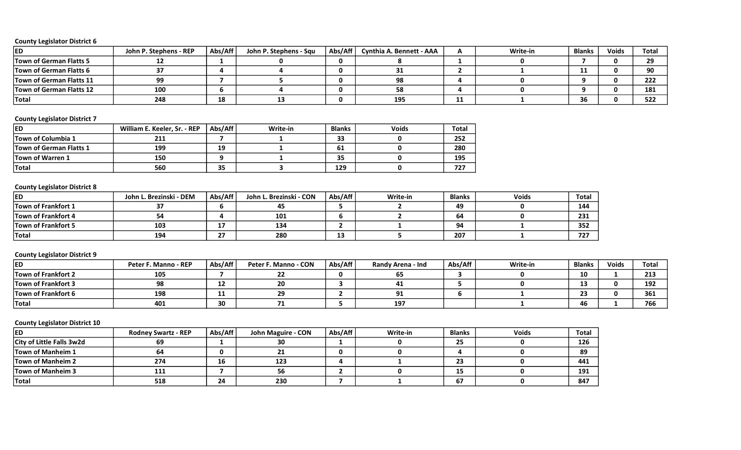**County Legislator District 6**

| ED | John P. Stephens - REP | Abs/Aff | John P. Stephens - Squ | Abs/Aff | Cynthia A. Bennett - AAA | A | Write-in | Blanks | Voids | Total |
|---|---|---|---|---|---|---|---|---|---|---|
| Town of German Flatts 5 | 12 | 1 | 0 | 0 | 8 | 1 | 0 | 7 | 0 | 29 |
| Town of German Flatts 6 | 37 | 4 | 4 | 0 | 31 | 2 | 1 | 11 | 0 | 90 |
| Town of German Flatts 11 | 99 | 7 | 5 | 0 | 98 | 4 | 0 | 9 | 0 | 222 |
| Town of German Flatts 12 | 100 | 6 | 4 | 0 | 58 | 4 | 0 | 9 | 0 | 181 |
| Total | 248 | 18 | 13 | 0 | 195 | 11 | 1 | 36 | 0 | 522 |

**County Legislator District 7**

| ED | William E. Keeler, Sr. - REP | Abs/Aff | Write-in | Blanks | Voids | Total |
|---|---|---|---|---|---|---|
| Town of Columbia 1 | 211 | 7 | 1 | 33 | 0 | 252 |
| Town of German Flatts 1 | 199 | 19 | 1 | 61 | 0 | 280 |
| Town of Warren 1 | 150 | 9 | 1 | 35 | 0 | 195 |
| Total | 560 | 35 | 3 | 129 | 0 | 727 |

**County Legislator District 8**

| ED | John L. Brezinski - DEM | Abs/Aff | John L. Brezinski - CON | Abs/Aff | Write-in | Blanks | Voids | Total |
|---|---|---|---|---|---|---|---|---|
| Town of Frankfort 1 | 37 | 6 | 45 | 5 | 2 | 49 | 0 | 144 |
| Town of Frankfort 4 | 54 | 4 | 101 | 6 | 2 | 64 | 0 | 231 |
| Town of Frankfort 5 | 103 | 17 | 134 | 2 | 1 | 94 | 1 | 352 |
| Total | 194 | 27 | 280 | 13 | 5 | 207 | 1 | 727 |

**County Legislator District 9**

| ED | Peter F. Manno - REP | Abs/Aff | Peter F. Manno - CON | Abs/Aff | Randy Arena - Ind | Abs/Aff | Write-in | Blanks | Voids | Total |
|---|---|---|---|---|---|---|---|---|---|---|
| Town of Frankfort 2 | 105 | 7 | 22 | 0 | 65 | 3 | 0 | 10 | 1 | 213 |
| Town of Frankfort 3 | 98 | 12 | 20 | 3 | 41 | 5 | 0 | 13 | 0 | 192 |
| Town of Frankfort 6 | 198 | 11 | 29 | 2 | 91 | 6 | 1 | 23 | 0 | 361 |
| Total | 401 | 30 | 71 | 5 | 197 | | 1 | 46 | 1 | 766 |

**County Legislator District 10**

| ED | Rodney Swartz - REP | Abs/Aff | John Maguire - CON | Abs/Aff | Write-in | Blanks | Voids | Total |
|---|---|---|---|---|---|---|---|---|
| City of Little Falls 3w2d | 69 | 1 | 30 | 1 | 0 | 25 | 0 | 126 |
| Town of Manheim 1 | 64 | 0 | 21 | 0 | 0 | 4 | 0 | 89 |
| Town of Manheim 2 | 274 | 16 | 123 | 4 | 1 | 23 | 0 | 441 |
| Town of Manheim 3 | 111 | 7 | 56 | 2 | 0 | 15 | 0 | 191 |
| Total | 518 | 24 | 230 | 7 | 1 | 67 | 0 | 847 |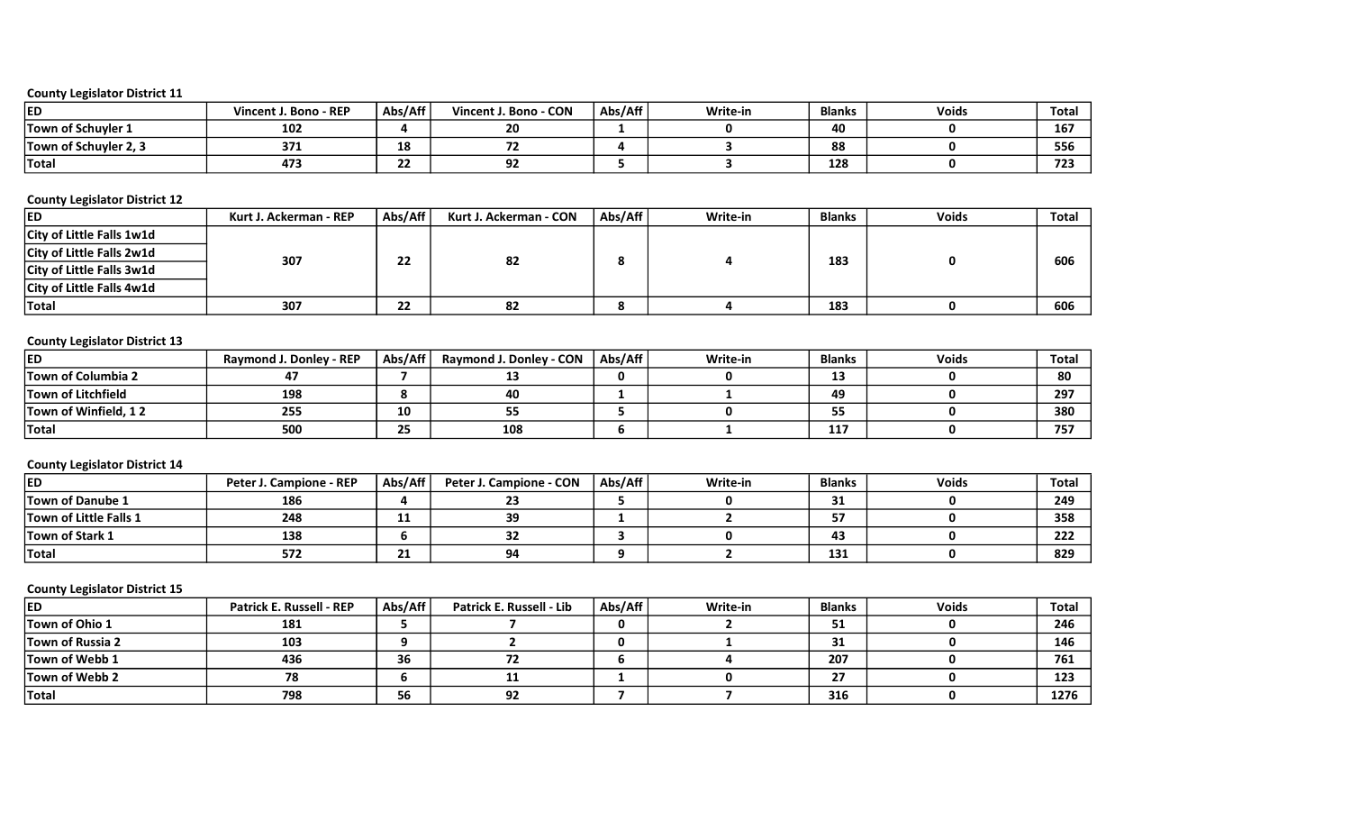County Legislator District 11

| ED | Vincent J. Bono - REP | Abs/Aff | Vincent J. Bono - CON | Abs/Aff | Write-in | Blanks | Voids | Total |
|---|---|---|---|---|---|---|---|---|
| Town of Schuyler 1 | 102 | 4 | 20 | 1 | 0 | 40 | 0 | 167 |
| Town of Schuyler 2, 3 | 371 | 18 | 72 | 4 | 3 | 88 | 0 | 556 |
| Total | 473 | 22 | 92 | 5 | 3 | 128 | 0 | 723 |

County Legislator District 12

| ED | Kurt J. Ackerman - REP | Abs/Aff | Kurt J. Ackerman - CON | Abs/Aff | Write-in | Blanks | Voids | Total |
|---|---|---|---|---|---|---|---|---|
| City of Little Falls 1w1d | 307 | 22 | 82 | 8 | 4 | 183 | 0 | 606 |
| City of Little Falls 2w1d | | | | | | | | |
| City of Little Falls 3w1d | | | | | | | | |
| City of Little Falls 4w1d | | | | | | | | |
| Total | 307 | 22 | 82 | 8 | 4 | 183 | 0 | 606 |

County Legislator District 13

| ED | Raymond J. Donley - REP | Abs/Aff | Raymond J. Donley - CON | Abs/Aff | Write-in | Blanks | Voids | Total |
|---|---|---|---|---|---|---|---|---|
| Town of Columbia 2 | 47 | 7 | 13 | 0 | 0 | 13 | 0 | 80 |
| Town of Litchfield | 198 | 8 | 40 | 1 | 1 | 49 | 0 | 297 |
| Town of Winfield, 1 2 | 255 | 10 | 55 | 5 | 0 | 55 | 0 | 380 |
| Total | 500 | 25 | 108 | 6 | 1 | 117 | 0 | 757 |

County Legislator District 14

| ED | Peter J. Campione - REP | Abs/Aff | Peter J. Campione - CON | Abs/Aff | Write-in | Blanks | Voids | Total |
|---|---|---|---|---|---|---|---|---|
| Town of Danube 1 | 186 | 4 | 23 | 5 | 0 | 31 | 0 | 249 |
| Town of Little Falls 1 | 248 | 11 | 39 | 1 | 2 | 57 | 0 | 358 |
| Town of Stark 1 | 138 | 6 | 32 | 3 | 0 | 43 | 0 | 222 |
| Total | 572 | 21 | 94 | 9 | 2 | 131 | 0 | 829 |

County Legislator District 15

| ED | Patrick E. Russell - REP | Abs/Aff | Patrick E. Russell - Lib | Abs/Aff | Write-in | Blanks | Voids | Total |
|---|---|---|---|---|---|---|---|---|
| Town of Ohio 1 | 181 | 5 | 7 | 0 | 2 | 51 | 0 | 246 |
| Town of Russia 2 | 103 | 9 | 2 | 0 | 1 | 31 | 0 | 146 |
| Town of Webb 1 | 436 | 36 | 72 | 6 | 4 | 207 | 0 | 761 |
| Town of Webb 2 | 78 | 6 | 11 | 1 | 0 | 27 | 0 | 123 |
| Total | 798 | 56 | 92 | 7 | 7 | 316 | 0 | 1276 |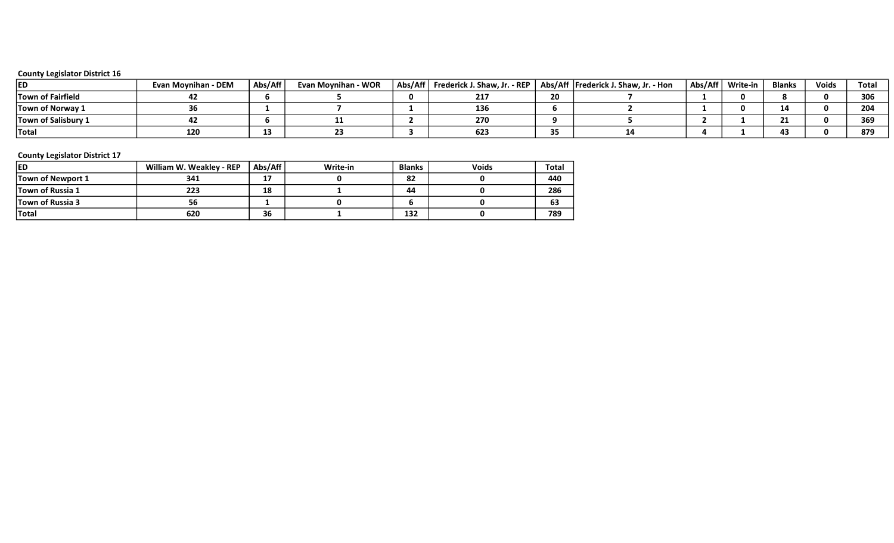**County Legislator District 16**

| ED | Evan Moynihan - DEM | Abs/Aff | Evan Moynihan - WOR | Abs/Aff | Frederick J. Shaw, Jr. - REP | Abs/Aff | Frederick J. Shaw, Jr. - Hon | Abs/Aff | Write-in | Blanks | Voids | Total |
|---|---|---|---|---|---|---|---|---|---|---|---|---|
| Town of Fairfield | 42 | 6 | 5 | 0 | 217 | 20 | 7 | 1 | 0 | 8 | 0 | 306 |
| Town of Norway 1 | 36 | 1 | 7 | 1 | 136 | 6 | 2 | 1 | 0 | 14 | 0 | 204 |
| Town of Salisbury 1 | 42 | 6 | 11 | 2 | 270 | 9 | 5 | 2 | 1 | 21 | 0 | 369 |
| Total | 120 | 13 | 23 | 3 | 623 | 35 | 14 | 4 | 1 | 43 | 0 | 879 |

**County Legislator District 17**

| ED | William W. Weakley - REP | Abs/Aff | Write-in | Blanks | Voids | Total |
|---|---|---|---|---|---|---|
| Town of Newport 1 | 341 | 17 | 0 | 82 | 0 | 440 |
| Town of Russia 1 | 223 | 18 | 1 | 44 | 0 | 286 |
| Town of Russia 3 | 56 | 1 | 0 | 6 | 0 | 63 |
| Total | 620 | 36 | 1 | 132 | 0 | 789 |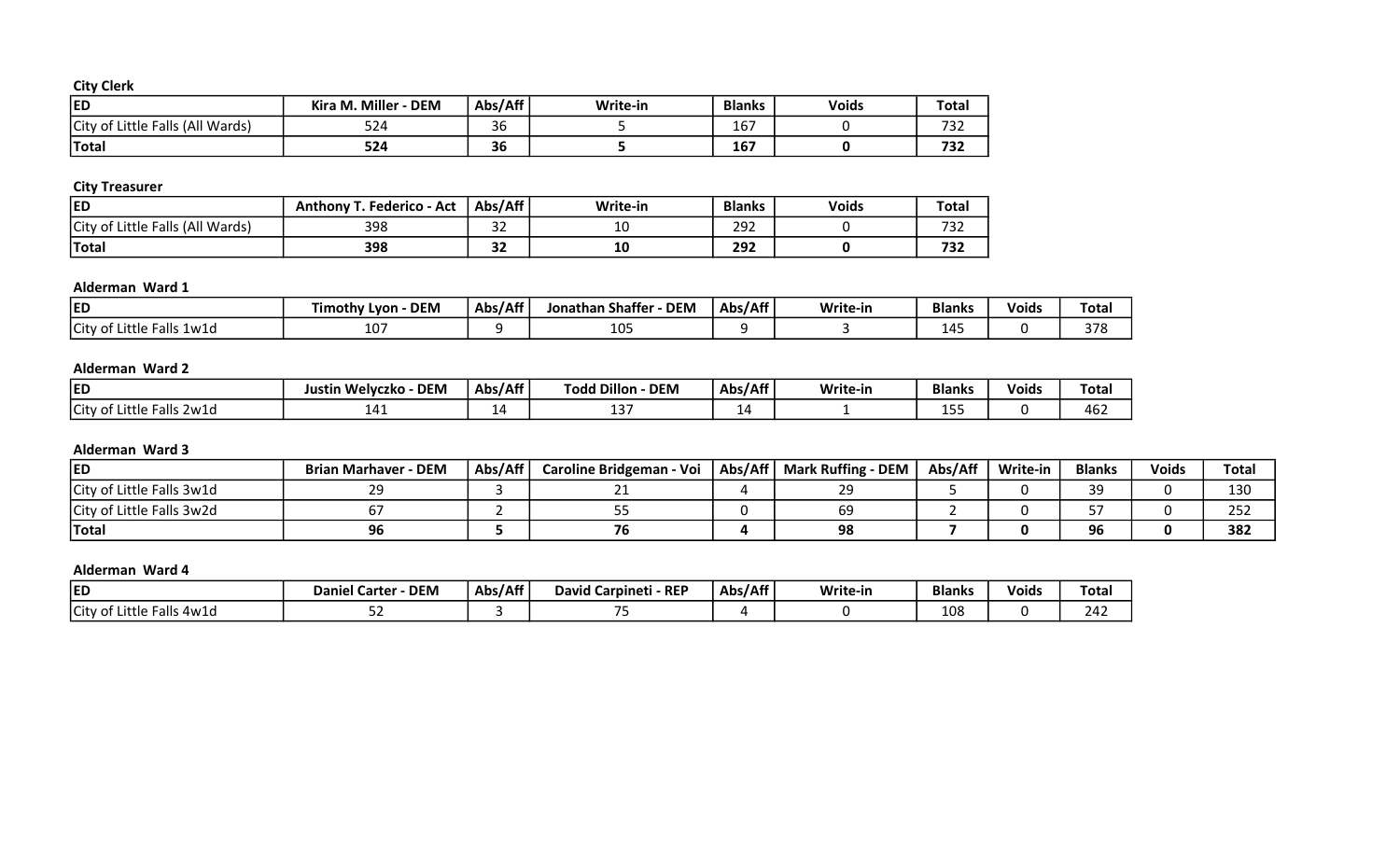**City Clerk**

| ED | Kira M. Miller - DEM | Abs/Aff | Write-in | Blanks | Voids | Total |
|---|---|---|---|---|---|---|
| City of Little Falls (All Wards) | 524 | 36 | 5 | 167 | 0 | 732 |
| **Total** | **524** | **36** | **5** | **167** | **0** | **732** |

**City Treasurer**

| ED | Anthony T. Federico - Act | Abs/Aff | Write-in | Blanks | Voids | Total |
|---|---|---|---|---|---|---|
| City of Little Falls (All Wards) | 398 | 32 | 10 | 292 | 0 | 732 |
| **Total** | **398** | **32** | **10** | **292** | **0** | **732** |

**Alderman Ward 1**

| ED | Timothy Lyon - DEM | Abs/Aff | Jonathan Shaffer - DEM | Abs/Aff | Write-in | Blanks | Voids | Total |
|---|---|---|---|---|---|---|---|---|
| City of Little Falls 1w1d | 107 | 9 | 105 | 9 | 3 | 145 | 0 | 378 |

**Alderman Ward 2**

| ED | Justin Welyczko - DEM | Abs/Aff | Todd Dillon - DEM | Abs/Aff | Write-in | Blanks | Voids | Total |
|---|---|---|---|---|---|---|---|---|
| City of Little Falls 2w1d | 141 | 14 | 137 | 14 | 1 | 155 | 0 | 462 |

**Alderman Ward 3**

| ED | Brian Marhaver - DEM | Abs/Aff | Caroline Bridgeman - Voi | Abs/Aff | Mark Ruffing - DEM | Abs/Aff | Write-in | Blanks | Voids | Total |
|---|---|---|---|---|---|---|---|---|---|---|
| City of Little Falls 3w1d | 29 | 3 | 21 | 4 | 29 | 5 | 0 | 39 | 0 | 130 |
| City of Little Falls 3w2d | 67 | 2 | 55 | 0 | 69 | 2 | 0 | 57 | 0 | 252 |
| **Total** | **96** | **5** | **76** | **4** | **98** | **7** | **0** | **96** | **0** | **382** |

**Alderman Ward 4**

| ED | Daniel Carter - DEM | Abs/Aff | David Carpineti - REP | Abs/Aff | Write-in | Blanks | Voids | Total |
|---|---|---|---|---|---|---|---|---|
| City of Little Falls 4w1d | 52 | 3 | 75 | 4 | 0 | 108 | 0 | 242 |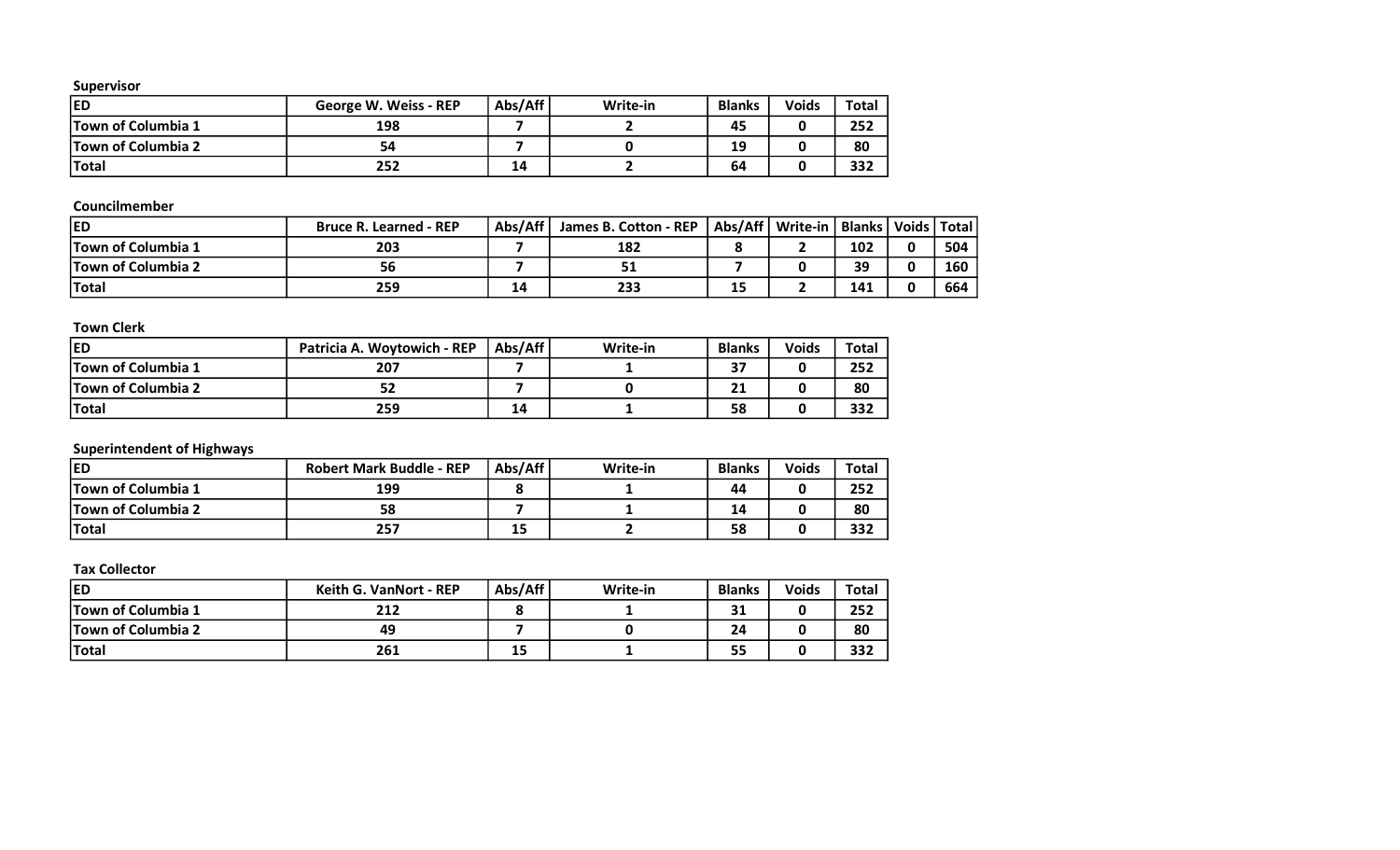**Supervisor**

| ED | George W. Weiss - REP | Abs/Aff | Write-in | Blanks | Voids | Total |
|---|---|---|---|---|---|---|
| Town of Columbia 1 | 198 | 7 | 2 | 45 | 0 | 252 |
| Town of Columbia 2 | 54 | 7 | 0 | 19 | 0 | 80 |
| Total | 252 | 14 | 2 | 64 | 0 | 332 |

**Councilmember**

| ED | Bruce R. Learned - REP | Abs/Aff | James B. Cotton - REP | Abs/Aff | Write-in | Blanks | Voids | Total |
|---|---|---|---|---|---|---|---|---|
| Town of Columbia 1 | 203 | 7 | 182 | 8 | 2 | 102 | 0 | 504 |
| Town of Columbia 2 | 56 | 7 | 51 | 7 | 0 | 39 | 0 | 160 |
| Total | 259 | 14 | 233 | 15 | 2 | 141 | 0 | 664 |

**Town Clerk**

| ED | Patricia A. Woytowich - REP | Abs/Aff | Write-in | Blanks | Voids | Total |
|---|---|---|---|---|---|---|
| Town of Columbia 1 | 207 | 7 | 1 | 37 | 0 | 252 |
| Town of Columbia 2 | 52 | 7 | 0 | 21 | 0 | 80 |
| Total | 259 | 14 | 1 | 58 | 0 | 332 |

**Superintendent of Highways**

| ED | Robert Mark Buddle - REP | Abs/Aff | Write-in | Blanks | Voids | Total |
|---|---|---|---|---|---|---|
| Town of Columbia 1 | 199 | 8 | 1 | 44 | 0 | 252 |
| Town of Columbia 2 | 58 | 7 | 1 | 14 | 0 | 80 |
| Total | 257 | 15 | 2 | 58 | 0 | 332 |

**Tax Collector**

| ED | Keith G. VanNort - REP | Abs/Aff | Write-in | Blanks | Voids | Total |
|---|---|---|---|---|---|---|
| Town of Columbia 1 | 212 | 8 | 1 | 31 | 0 | 252 |
| Town of Columbia 2 | 49 | 7 | 0 | 24 | 0 | 80 |
| Total | 261 | 15 | 1 | 55 | 0 | 332 |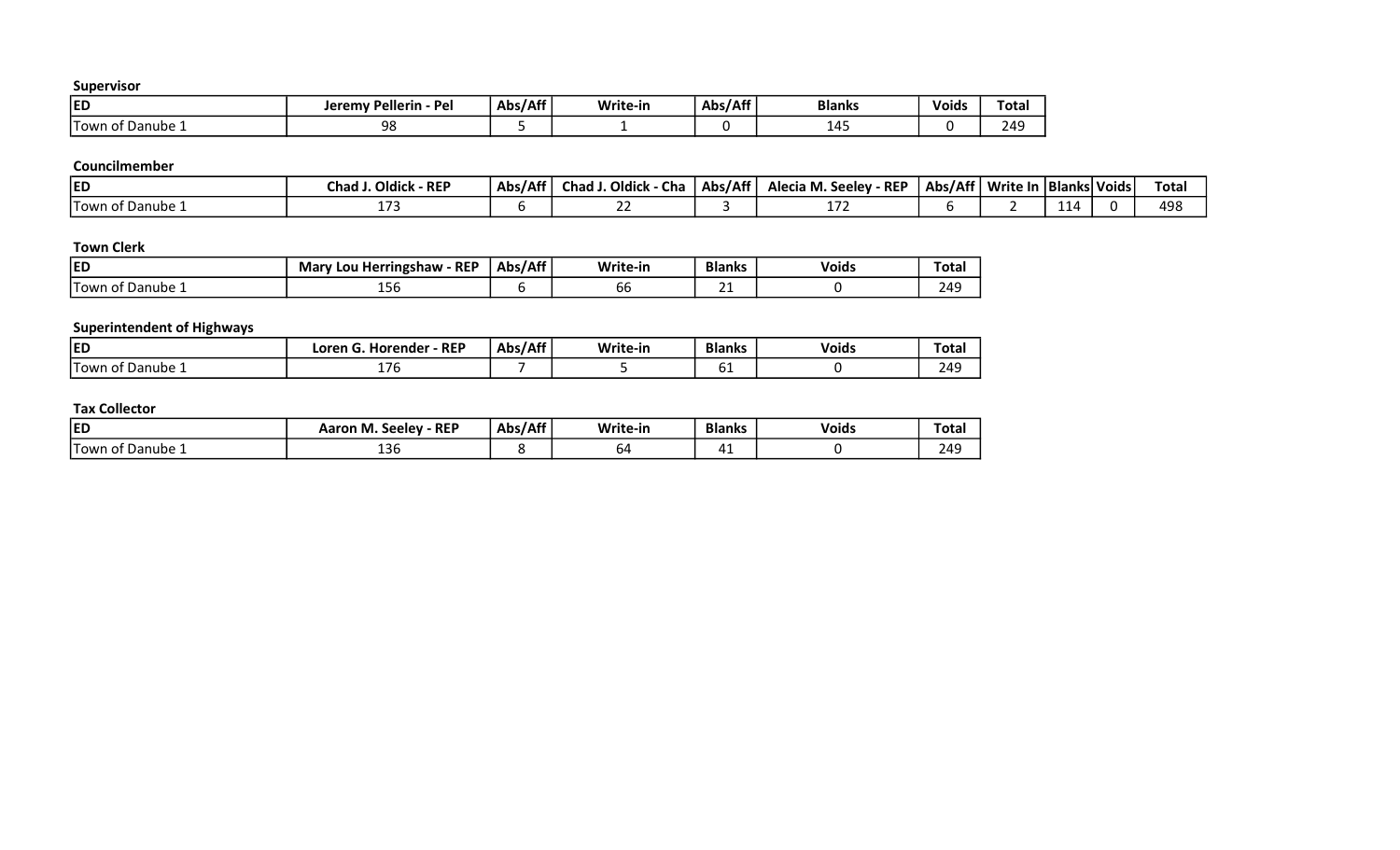**Supervisor**

| ED | Jeremy Pellerin - Pel | Abs/Aff | Write-in | Abs/Aff | Blanks | Voids | Total |
|---|---|---|---|---|---|---|---|
| Town of Danube 1 | 98 | 5 | 1 | 0 | 145 | 0 | 249 |

**Councilmember**

| ED | Chad J. Oldick - REP | Abs/Aff | Chad J. Oldick - Cha | Abs/Aff | Alecia M. Seeley - REP | Abs/Aff | Write In | Blanks | Voids | Total |
|---|---|---|---|---|---|---|---|---|---|---|
| Town of Danube 1 | 173 | 6 | 22 | 3 | 172 | 6 | 2 | 114 | 0 | 498 |

**Town Clerk**

| ED | Mary Lou Herringshaw - REP | Abs/Aff | Write-in | Blanks | Voids | Total |
|---|---|---|---|---|---|---|
| Town of Danube 1 | 156 | 6 | 66 | 21 | 0 | 249 |

**Superintendent of Highways**

| ED | Loren G. Horender - REP | Abs/Aff | Write-in | Blanks | Voids | Total |
|---|---|---|---|---|---|---|
| Town of Danube 1 | 176 | 7 | 5 | 61 | 0 | 249 |

**Tax Collector**

| ED | Aaron M. Seeley - REP | Abs/Aff | Write-in | Blanks | Voids | Total |
|---|---|---|---|---|---|---|
| Town of Danube 1 | 136 | 8 | 64 | 41 | 0 | 249 |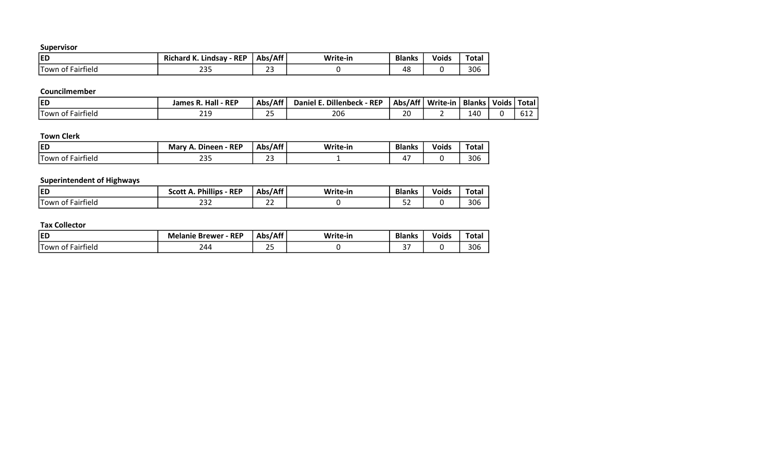**Supervisor**

| ED | Richard K. Lindsay - REP | Abs/Aff | Write-in | Blanks | Voids | Total |
|---|---|---|---|---|---|---|
| Town of Fairfield | 235 | 23 | 0 | 48 | 0 | 306 |

**Councilmember**

| ED | James R. Hall - REP | Abs/Aff | Daniel E. Dillenbeck - REP | Abs/Aff | Write-in | Blanks | Voids | Total |
|---|---|---|---|---|---|---|---|---|
| Town of Fairfield | 219 | 25 | 206 | 20 | 2 | 140 | 0 | 612 |

**Town Clerk**

| ED | Mary A. Dineen - REP | Abs/Aff | Write-in | Blanks | Voids | Total |
|---|---|---|---|---|---|---|
| Town of Fairfield | 235 | 23 | 1 | 47 | 0 | 306 |

**Superintendent of Highways**

| ED | Scott A. Phillips - REP | Abs/Aff | Write-in | Blanks | Voids | Total |
|---|---|---|---|---|---|---|
| Town of Fairfield | 232 | 22 | 0 | 52 | 0 | 306 |

**Tax Collector**

| ED | Melanie Brewer - REP | Abs/Aff | Write-in | Blanks | Voids | Total |
|---|---|---|---|---|---|---|
| Town of Fairfield | 244 | 25 | 0 | 37 | 0 | 306 |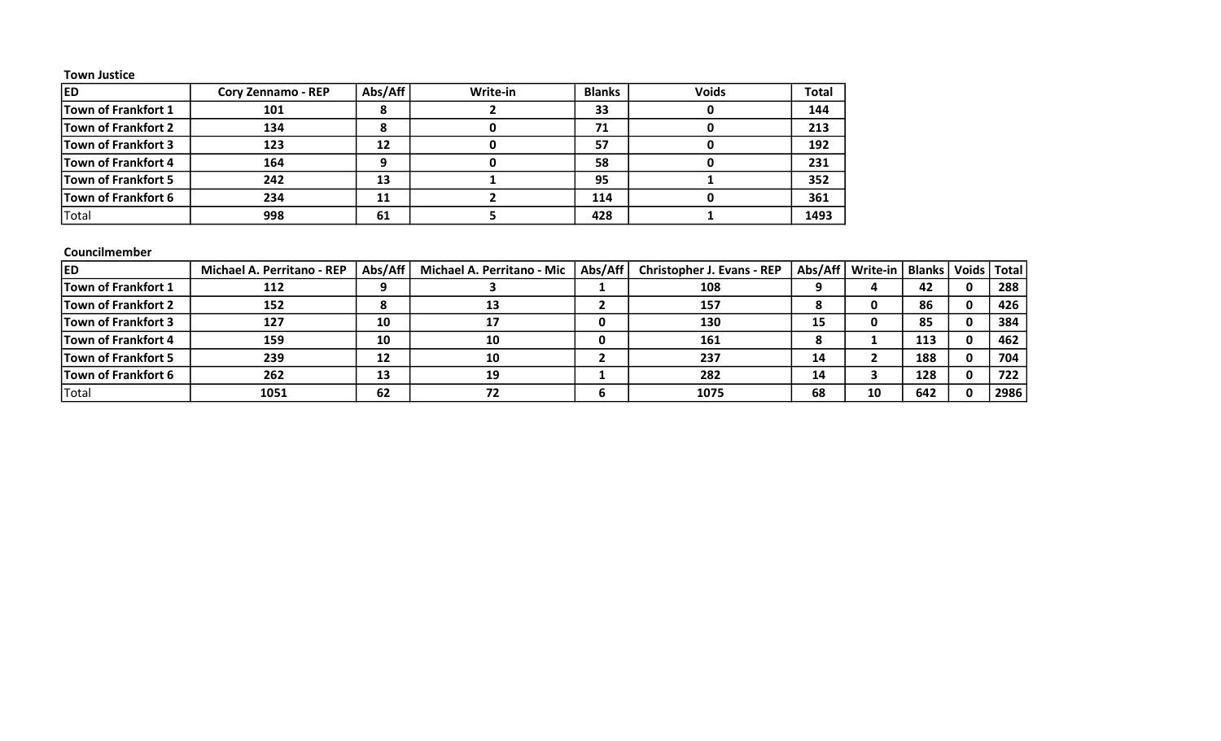**Town Justice**

| ED | Cory Zennamo - REP | Abs/Aff | Write-in | Blanks | Voids | Total |
|---|---|---|---|---|---|---|
| Town of Frankfort 1 | 101 | 8 | 2 | 33 | 0 | 144 |
| Town of Frankfort 2 | 134 | 8 | 0 | 71 | 0 | 213 |
| Town of Frankfort 3 | 123 | 12 | 0 | 57 | 0 | 192 |
| Town of Frankfort 4 | 164 | 9 | 0 | 58 | 0 | 231 |
| Town of Frankfort 5 | 242 | 13 | 1 | 95 | 1 | 352 |
| Town of Frankfort 6 | 234 | 11 | 2 | 114 | 0 | 361 |
| Total | 998 | 61 | 5 | 428 | 1 | 1493 |

**Councilmember**

| ED | Michael A. Perritano - REP | Abs/Aff | Michael A. Perritano - Mic | Abs/Aff | Christopher J. Evans - REP | Abs/Aff | Write-in | Blanks | Voids | Total |
|---|---|---|---|---|---|---|---|---|---|---|
| Town of Frankfort 1 | 112 | 9 | 3 | 1 | 108 | 9 | 4 | 42 | 0 | 288 |
| Town of Frankfort 2 | 152 | 8 | 13 | 2 | 157 | 8 | 0 | 86 | 0 | 426 |
| Town of Frankfort 3 | 127 | 10 | 17 | 0 | 130 | 15 | 0 | 85 | 0 | 384 |
| Town of Frankfort 4 | 159 | 10 | 10 | 0 | 161 | 8 | 1 | 113 | 0 | 462 |
| Town of Frankfort 5 | 239 | 12 | 10 | 2 | 237 | 14 | 2 | 188 | 0 | 704 |
| Town of Frankfort 6 | 262 | 13 | 19 | 1 | 282 | 14 | 3 | 128 | 0 | 722 |
| Total | 1051 | 62 | 72 | 6 | 1075 | 68 | 10 | 642 | 0 | 2986 |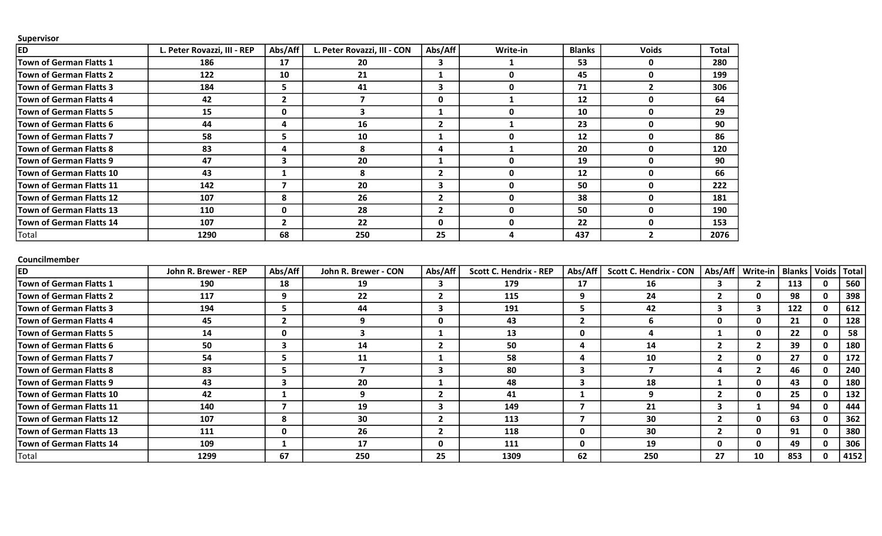**Supervisor**

| ED | L. Peter Rovazzi, III - REP | Abs/Aff | L. Peter Rovazzi, III - CON | Abs/Aff | Write-in | Blanks | Voids | Total |
|---|---|---|---|---|---|---|---|---|
| Town of German Flatts 1 | 186 | 17 | 20 | 3 | 1 | 53 | 0 | 280 |
| Town of German Flatts 2 | 122 | 10 | 21 | 1 | 0 | 45 | 0 | 199 |
| Town of German Flatts 3 | 184 | 5 | 41 | 3 | 0 | 71 | 2 | 306 |
| Town of German Flatts 4 | 42 | 2 | 7 | 0 | 1 | 12 | 0 | 64 |
| Town of German Flatts 5 | 15 | 0 | 3 | 1 | 0 | 10 | 0 | 29 |
| Town of German Flatts 6 | 44 | 4 | 16 | 2 | 1 | 23 | 0 | 90 |
| Town of German Flatts 7 | 58 | 5 | 10 | 1 | 0 | 12 | 0 | 86 |
| Town of German Flatts 8 | 83 | 4 | 8 | 4 | 1 | 20 | 0 | 120 |
| Town of German Flatts 9 | 47 | 3 | 20 | 1 | 0 | 19 | 0 | 90 |
| Town of German Flatts 10 | 43 | 1 | 8 | 2 | 0 | 12 | 0 | 66 |
| Town of German Flatts 11 | 142 | 7 | 20 | 3 | 0 | 50 | 0 | 222 |
| Town of German Flatts 12 | 107 | 8 | 26 | 2 | 0 | 38 | 0 | 181 |
| Town of German Flatts 13 | 110 | 0 | 28 | 2 | 0 | 50 | 0 | 190 |
| Town of German Flatts 14 | 107 | 2 | 22 | 0 | 0 | 22 | 0 | 153 |
| Total | 1290 | 68 | 250 | 25 | 4 | 437 | 2 | 2076 |

**Councilmember**

| ED | John R. Brewer - REP | Abs/Aff | John R. Brewer - CON | Abs/Aff | Scott C. Hendrix - REP | Abs/Aff | Scott C. Hendrix - CON | Abs/Aff | Write-in | Blanks | Voids | Total |
|---|---|---|---|---|---|---|---|---|---|---|---|---|
| Town of German Flatts 1 | 190 | 18 | 19 | 3 | 179 | 17 | 16 | 3 | 2 | 113 | 0 | 560 |
| Town of German Flatts 2 | 117 | 9 | 22 | 2 | 115 | 9 | 24 | 2 | 0 | 98 | 0 | 398 |
| Town of German Flatts 3 | 194 | 5 | 44 | 3 | 191 | 5 | 42 | 3 | 3 | 122 | 0 | 612 |
| Town of German Flatts 4 | 45 | 2 | 9 | 0 | 43 | 2 | 6 | 0 | 0 | 21 | 0 | 128 |
| Town of German Flatts 5 | 14 | 0 | 3 | 1 | 13 | 0 | 4 | 1 | 0 | 22 | 0 | 58 |
| Town of German Flatts 6 | 50 | 3 | 14 | 2 | 50 | 4 | 14 | 2 | 2 | 39 | 0 | 180 |
| Town of German Flatts 7 | 54 | 5 | 11 | 1 | 58 | 4 | 10 | 2 | 0 | 27 | 0 | 172 |
| Town of German Flatts 8 | 83 | 5 | 7 | 3 | 80 | 3 | 7 | 4 | 2 | 46 | 0 | 240 |
| Town of German Flatts 9 | 43 | 3 | 20 | 1 | 48 | 3 | 18 | 1 | 0 | 43 | 0 | 180 |
| Town of German Flatts 10 | 42 | 1 | 9 | 2 | 41 | 1 | 9 | 2 | 0 | 25 | 0 | 132 |
| Town of German Flatts 11 | 140 | 7 | 19 | 3 | 149 | 7 | 21 | 3 | 1 | 94 | 0 | 444 |
| Town of German Flatts 12 | 107 | 8 | 30 | 2 | 113 | 7 | 30 | 2 | 0 | 63 | 0 | 362 |
| Town of German Flatts 13 | 111 | 0 | 26 | 2 | 118 | 0 | 30 | 2 | 0 | 91 | 0 | 380 |
| Town of German Flatts 14 | 109 | 1 | 17 | 0 | 111 | 0 | 19 | 0 | 0 | 49 | 0 | 306 |
| Total | 1299 | 67 | 250 | 25 | 1309 | 62 | 250 | 27 | 10 | 853 | 0 | 4152 |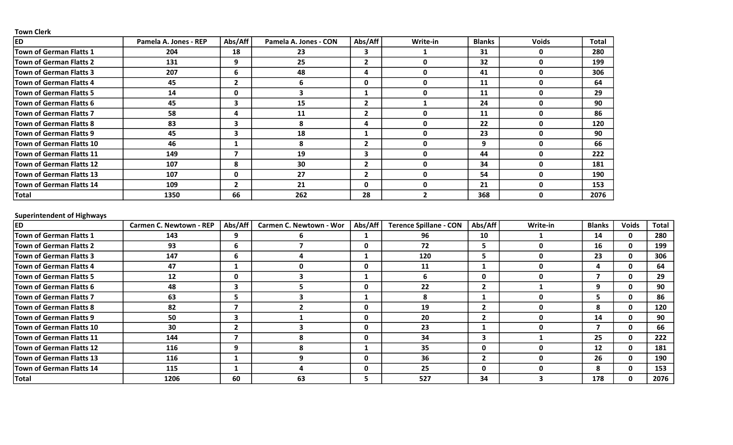**Town Clerk**

| ED | Pamela A. Jones - REP | Abs/Aff | Pamela A. Jones - CON | Abs/Aff | Write-in | Blanks | Voids | Total |
|---|---|---|---|---|---|---|---|---|
| Town of German Flatts 1 | 204 | 18 | 23 | 3 | 1 | 31 | 0 | 280 |
| Town of German Flatts 2 | 131 | 9 | 25 | 2 | 0 | 32 | 0 | 199 |
| Town of German Flatts 3 | 207 | 6 | 48 | 4 | 0 | 41 | 0 | 306 |
| Town of German Flatts 4 | 45 | 2 | 6 | 0 | 0 | 11 | 0 | 64 |
| Town of German Flatts 5 | 14 | 0 | 3 | 1 | 0 | 11 | 0 | 29 |
| Town of German Flatts 6 | 45 | 3 | 15 | 2 | 1 | 24 | 0 | 90 |
| Town of German Flatts 7 | 58 | 4 | 11 | 2 | 0 | 11 | 0 | 86 |
| Town of German Flatts 8 | 83 | 3 | 8 | 4 | 0 | 22 | 0 | 120 |
| Town of German Flatts 9 | 45 | 3 | 18 | 1 | 0 | 23 | 0 | 90 |
| Town of German Flatts 10 | 46 | 1 | 8 | 2 | 0 | 9 | 0 | 66 |
| Town of German Flatts 11 | 149 | 7 | 19 | 3 | 0 | 44 | 0 | 222 |
| Town of German Flatts 12 | 107 | 8 | 30 | 2 | 0 | 34 | 0 | 181 |
| Town of German Flatts 13 | 107 | 0 | 27 | 2 | 0 | 54 | 0 | 190 |
| Town of German Flatts 14 | 109 | 2 | 21 | 0 | 0 | 21 | 0 | 153 |
| Total | 1350 | 66 | 262 | 28 | 2 | 368 | 0 | 2076 |

**Superintendent of Highways**

| ED | Carmen C. Newtown - REP | Abs/Aff | Carmen C. Newtown - Wor | Abs/Aff | Terence Spillane - CON | Abs/Aff | Write-in | Blanks | Voids | Total |
|---|---|---|---|---|---|---|---|---|---|---|
| Town of German Flatts 1 | 143 | 9 | 6 | 1 | 96 | 10 | 1 | 14 | 0 | 280 |
| Town of German Flatts 2 | 93 | 6 | 7 | 0 | 72 | 5 | 0 | 16 | 0 | 199 |
| Town of German Flatts 3 | 147 | 6 | 4 | 1 | 120 | 5 | 0 | 23 | 0 | 306 |
| Town of German Flatts 4 | 47 | 1 | 0 | 0 | 11 | 1 | 0 | 4 | 0 | 64 |
| Town of German Flatts 5 | 12 | 0 | 3 | 1 | 6 | 0 | 0 | 7 | 0 | 29 |
| Town of German Flatts 6 | 48 | 3 | 5 | 0 | 22 | 2 | 1 | 9 | 0 | 90 |
| Town of German Flatts 7 | 63 | 5 | 3 | 1 | 8 | 1 | 0 | 5 | 0 | 86 |
| Town of German Flatts 8 | 82 | 7 | 2 | 0 | 19 | 2 | 0 | 8 | 0 | 120 |
| Town of German Flatts 9 | 50 | 3 | 1 | 0 | 20 | 2 | 0 | 14 | 0 | 90 |
| Town of German Flatts 10 | 30 | 2 | 3 | 0 | 23 | 1 | 0 | 7 | 0 | 66 |
| Town of German Flatts 11 | 144 | 7 | 8 | 0 | 34 | 3 | 1 | 25 | 0 | 222 |
| Town of German Flatts 12 | 116 | 9 | 8 | 1 | 35 | 0 | 0 | 12 | 0 | 181 |
| Town of German Flatts 13 | 116 | 1 | 9 | 0 | 36 | 2 | 0 | 26 | 0 | 190 |
| Town of German Flatts 14 | 115 | 1 | 4 | 0 | 25 | 0 | 0 | 8 | 0 | 153 |
| Total | 1206 | 60 | 63 | 5 | 527 | 34 | 3 | 178 | 0 | 2076 |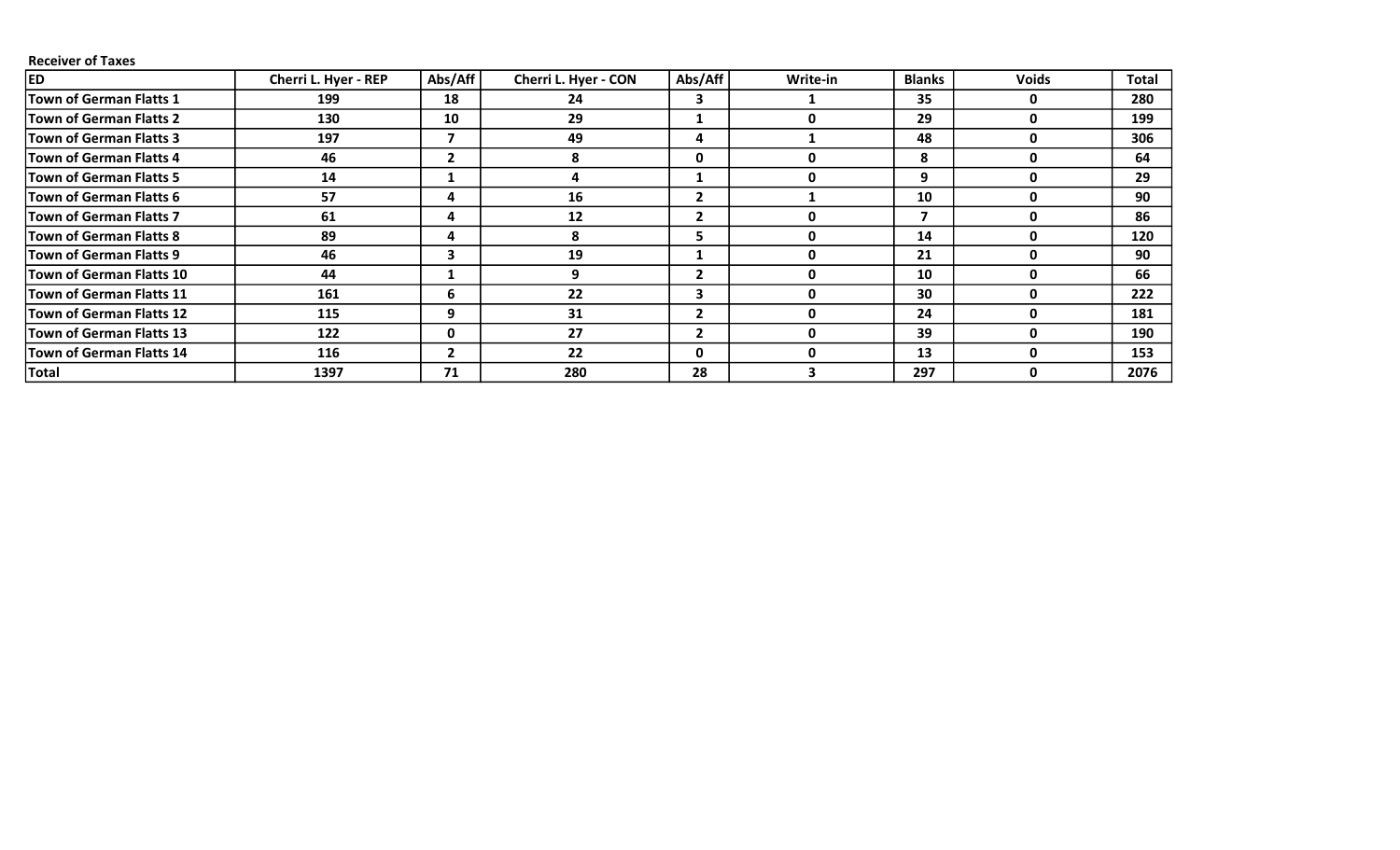**Receiver of Taxes**

| ED | Cherri L. Hyer - REP | Abs/Aff | Cherri L. Hyer - CON | Abs/Aff | Write-in | Blanks | Voids | Total |
|---|---|---|---|---|---|---|---|---|
| Town of German Flatts 1 | 199 | 18 | 24 | 3 | 1 | 35 | 0 | 280 |
| Town of German Flatts 2 | 130 | 10 | 29 | 1 | 0 | 29 | 0 | 199 |
| Town of German Flatts 3 | 197 | 7 | 49 | 4 | 1 | 48 | 0 | 306 |
| Town of German Flatts 4 | 46 | 2 | 8 | 0 | 0 | 8 | 0 | 64 |
| Town of German Flatts 5 | 14 | 1 | 4 | 1 | 0 | 9 | 0 | 29 |
| Town of German Flatts 6 | 57 | 4 | 16 | 2 | 1 | 10 | 0 | 90 |
| Town of German Flatts 7 | 61 | 4 | 12 | 2 | 0 | 7 | 0 | 86 |
| Town of German Flatts 8 | 89 | 4 | 8 | 5 | 0 | 14 | 0 | 120 |
| Town of German Flatts 9 | 46 | 3 | 19 | 1 | 0 | 21 | 0 | 90 |
| Town of German Flatts 10 | 44 | 1 | 9 | 2 | 0 | 10 | 0 | 66 |
| Town of German Flatts 11 | 161 | 6 | 22 | 3 | 0 | 30 | 0 | 222 |
| Town of German Flatts 12 | 115 | 9 | 31 | 2 | 0 | 24 | 0 | 181 |
| Town of German Flatts 13 | 122 | 0 | 27 | 2 | 0 | 39 | 0 | 190 |
| Town of German Flatts 14 | 116 | 2 | 22 | 0 | 0 | 13 | 0 | 153 |
| Total | 1397 | 71 | 280 | 28 | 3 | 297 | 0 | 2076 |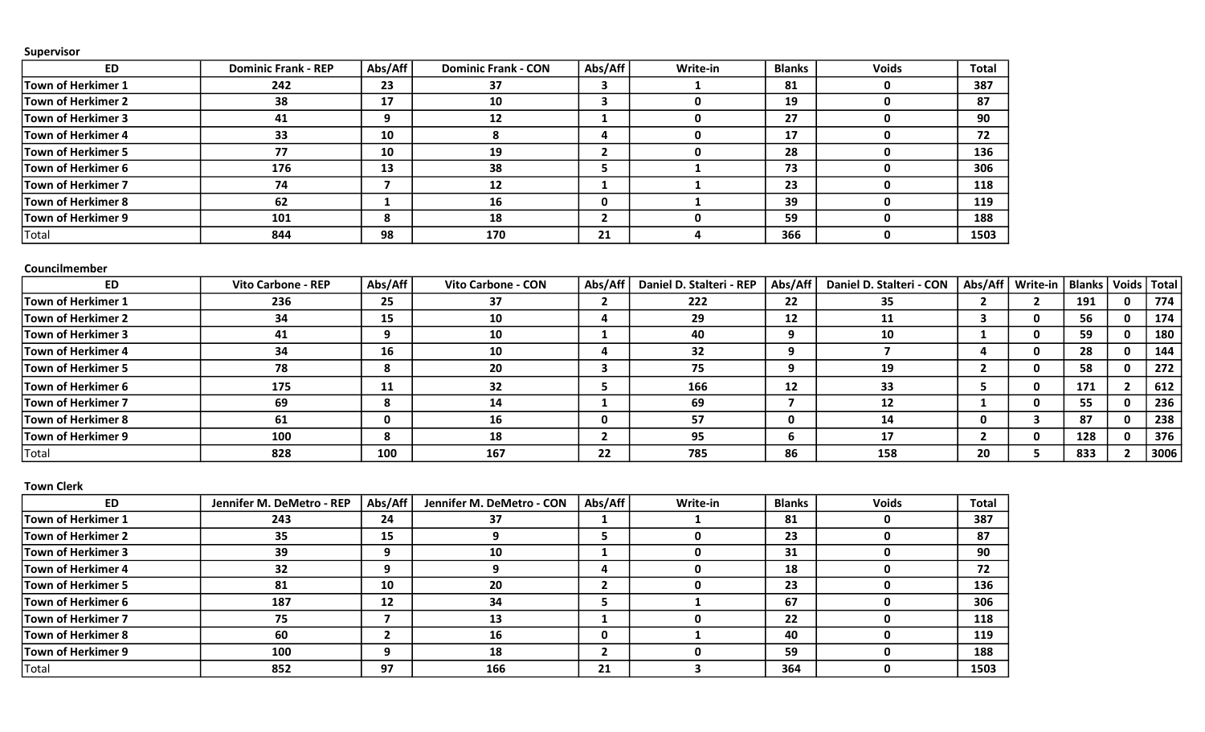**Supervisor**

| ED | Dominic Frank - REP | Abs/Aff | Dominic Frank - CON | Abs/Aff | Write-in | Blanks | Voids | Total |
|---|---|---|---|---|---|---|---|---|
| Town of Herkimer 1 | 242 | 23 | 37 | 3 | 1 | 81 | 0 | 387 |
| Town of Herkimer 2 | 38 | 17 | 10 | 3 | 0 | 19 | 0 | 87 |
| Town of Herkimer 3 | 41 | 9 | 12 | 1 | 0 | 27 | 0 | 90 |
| Town of Herkimer 4 | 33 | 10 | 8 | 4 | 0 | 17 | 0 | 72 |
| Town of Herkimer 5 | 77 | 10 | 19 | 2 | 0 | 28 | 0 | 136 |
| Town of Herkimer 6 | 176 | 13 | 38 | 5 | 1 | 73 | 0 | 306 |
| Town of Herkimer 7 | 74 | 7 | 12 | 1 | 1 | 23 | 0 | 118 |
| Town of Herkimer 8 | 62 | 1 | 16 | 0 | 1 | 39 | 0 | 119 |
| Town of Herkimer 9 | 101 | 8 | 18 | 2 | 0 | 59 | 0 | 188 |
| Total | 844 | 98 | 170 | 21 | 4 | 366 | 0 | 1503 |

**Councilmember**

| ED | Vito Carbone - REP | Abs/Aff | Vito Carbone - CON | Abs/Aff | Daniel D. Stalteri - REP | Abs/Aff | Daniel D. Stalteri - CON | Abs/Aff | Write-in | Blanks | Voids | Total |
|---|---|---|---|---|---|---|---|---|---|---|---|---|
| Town of Herkimer 1 | 236 | 25 | 37 | 2 | 222 | 22 | 35 | 2 | 2 | 191 | 0 | 774 |
| Town of Herkimer 2 | 34 | 15 | 10 | 4 | 29 | 12 | 11 | 3 | 0 | 56 | 0 | 174 |
| Town of Herkimer 3 | 41 | 9 | 10 | 1 | 40 | 9 | 10 | 1 | 0 | 59 | 0 | 180 |
| Town of Herkimer 4 | 34 | 16 | 10 | 4 | 32 | 9 | 7 | 4 | 0 | 28 | 0 | 144 |
| Town of Herkimer 5 | 78 | 8 | 20 | 3 | 75 | 9 | 19 | 2 | 0 | 58 | 0 | 272 |
| Town of Herkimer 6 | 175 | 11 | 32 | 5 | 166 | 12 | 33 | 5 | 0 | 171 | 2 | 612 |
| Town of Herkimer 7 | 69 | 8 | 14 | 1 | 69 | 7 | 12 | 1 | 0 | 55 | 0 | 236 |
| Town of Herkimer 8 | 61 | 0 | 16 | 0 | 57 | 0 | 14 | 0 | 3 | 87 | 0 | 238 |
| Town of Herkimer 9 | 100 | 8 | 18 | 2 | 95 | 6 | 17 | 2 | 0 | 128 | 0 | 376 |
| Total | 828 | 100 | 167 | 22 | 785 | 86 | 158 | 20 | 5 | 833 | 2 | 3006 |

**Town Clerk**

| ED | Jennifer M. DeMetro - REP | Abs/Aff | Jennifer M. DeMetro - CON | Abs/Aff | Write-in | Blanks | Voids | Total |
|---|---|---|---|---|---|---|---|---|
| Town of Herkimer 1 | 243 | 24 | 37 | 1 | 1 | 81 | 0 | 387 |
| Town of Herkimer 2 | 35 | 15 | 9 | 5 | 0 | 23 | 0 | 87 |
| Town of Herkimer 3 | 39 | 9 | 10 | 1 | 0 | 31 | 0 | 90 |
| Town of Herkimer 4 | 32 | 9 | 9 | 4 | 0 | 18 | 0 | 72 |
| Town of Herkimer 5 | 81 | 10 | 20 | 2 | 0 | 23 | 0 | 136 |
| Town of Herkimer 6 | 187 | 12 | 34 | 5 | 1 | 67 | 0 | 306 |
| Town of Herkimer 7 | 75 | 7 | 13 | 1 | 0 | 22 | 0 | 118 |
| Town of Herkimer 8 | 60 | 2 | 16 | 0 | 1 | 40 | 0 | 119 |
| Town of Herkimer 9 | 100 | 9 | 18 | 2 | 0 | 59 | 0 | 188 |
| Total | 852 | 97 | 166 | 21 | 3 | 364 | 0 | 1503 |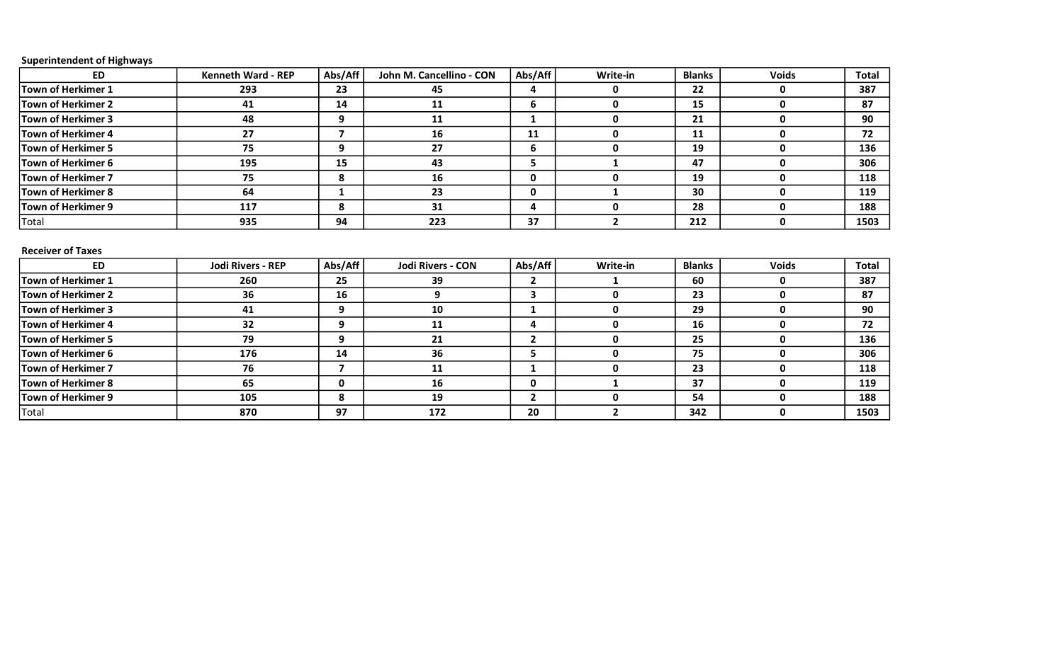**Superintendent of Highways**

| ED | Kenneth Ward - REP | Abs/Aff | John M. Cancellino - CON | Abs/Aff | Write-in | Blanks | Voids | Total |
|---|---|---|---|---|---|---|---|---|
| Town of Herkimer 1 | 293 | 23 | 45 | 4 | 0 | 22 | 0 | 387 |
| Town of Herkimer 2 | 41 | 14 | 11 | 6 | 0 | 15 | 0 | 87 |
| Town of Herkimer 3 | 48 | 9 | 11 | 1 | 0 | 21 | 0 | 90 |
| Town of Herkimer 4 | 27 | 7 | 16 | 11 | 0 | 11 | 0 | 72 |
| Town of Herkimer 5 | 75 | 9 | 27 | 6 | 0 | 19 | 0 | 136 |
| Town of Herkimer 6 | 195 | 15 | 43 | 5 | 1 | 47 | 0 | 306 |
| Town of Herkimer 7 | 75 | 8 | 16 | 0 | 0 | 19 | 0 | 118 |
| Town of Herkimer 8 | 64 | 1 | 23 | 0 | 1 | 30 | 0 | 119 |
| Town of Herkimer 9 | 117 | 8 | 31 | 4 | 0 | 28 | 0 | 188 |
| Total | 935 | 94 | 223 | 37 | 2 | 212 | 0 | 1503 |

**Receiver of Taxes**

| ED | Jodi Rivers - REP | Abs/Aff | Jodi Rivers - CON | Abs/Aff | Write-in | Blanks | Voids | Total |
|---|---|---|---|---|---|---|---|---|
| Town of Herkimer 1 | 260 | 25 | 39 | 2 | 1 | 60 | 0 | 387 |
| Town of Herkimer 2 | 36 | 16 | 9 | 3 | 0 | 23 | 0 | 87 |
| Town of Herkimer 3 | 41 | 9 | 10 | 1 | 0 | 29 | 0 | 90 |
| Town of Herkimer 4 | 32 | 9 | 11 | 4 | 0 | 16 | 0 | 72 |
| Town of Herkimer 5 | 79 | 9 | 21 | 2 | 0 | 25 | 0 | 136 |
| Town of Herkimer 6 | 176 | 14 | 36 | 5 | 0 | 75 | 0 | 306 |
| Town of Herkimer 7 | 76 | 7 | 11 | 1 | 0 | 23 | 0 | 118 |
| Town of Herkimer 8 | 65 | 0 | 16 | 0 | 1 | 37 | 0 | 119 |
| Town of Herkimer 9 | 105 | 8 | 19 | 2 | 0 | 54 | 0 | 188 |
| Total | 870 | 97 | 172 | 20 | 2 | 342 | 0 | 1503 |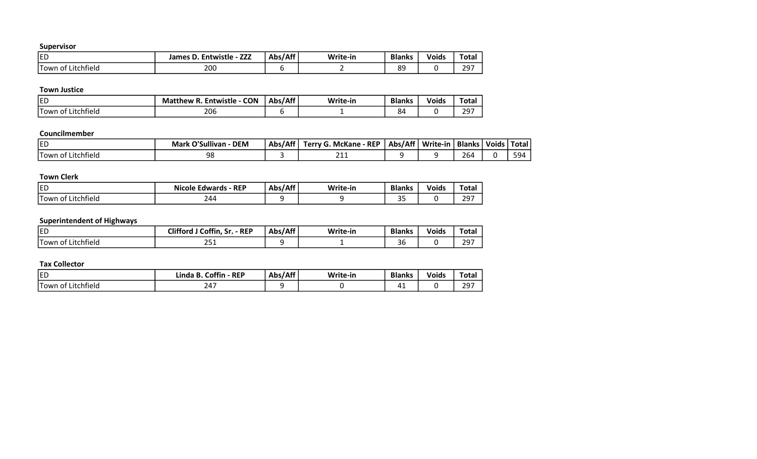**Supervisor**

| ED | James D. Entwistle - ZZZ | Abs/Aff | Write-in | Blanks | Voids | Total |
|---|---|---|---|---|---|---|
| Town of Litchfield | 200 | 6 | 2 | 89 | 0 | 297 |

**Town Justice**

| ED | Matthew R. Entwistle - CON | Abs/Aff | Write-in | Blanks | Voids | Total |
|---|---|---|---|---|---|---|
| Town of Litchfield | 206 | 6 | 1 | 84 | 0 | 297 |

**Councilmember**

| ED | Mark O'Sullivan - DEM | Abs/Aff | Terry G. McKane - REP | Abs/Aff | Write-in | Blanks | Voids | Total |
|---|---|---|---|---|---|---|---|---|
| Town of Litchfield | 98 | 3 | 211 | 9 | 9 | 264 | 0 | 594 |

**Town Clerk**

| ED | Nicole Edwards - REP | Abs/Aff | Write-in | Blanks | Voids | Total |
|---|---|---|---|---|---|---|
| Town of Litchfield | 244 | 9 | 9 | 35 | 0 | 297 |

**Superintendent of Highways**

| ED | Clifford J Coffin, Sr. - REP | Abs/Aff | Write-in | Blanks | Voids | Total |
|---|---|---|---|---|---|---|
| Town of Litchfield | 251 | 9 | 1 | 36 | 0 | 297 |

**Tax Collector**

| ED | Linda B. Coffin - REP | Abs/Aff | Write-in | Blanks | Voids | Total |
|---|---|---|---|---|---|---|
| Town of Litchfield | 247 | 9 | 0 | 41 | 0 | 297 |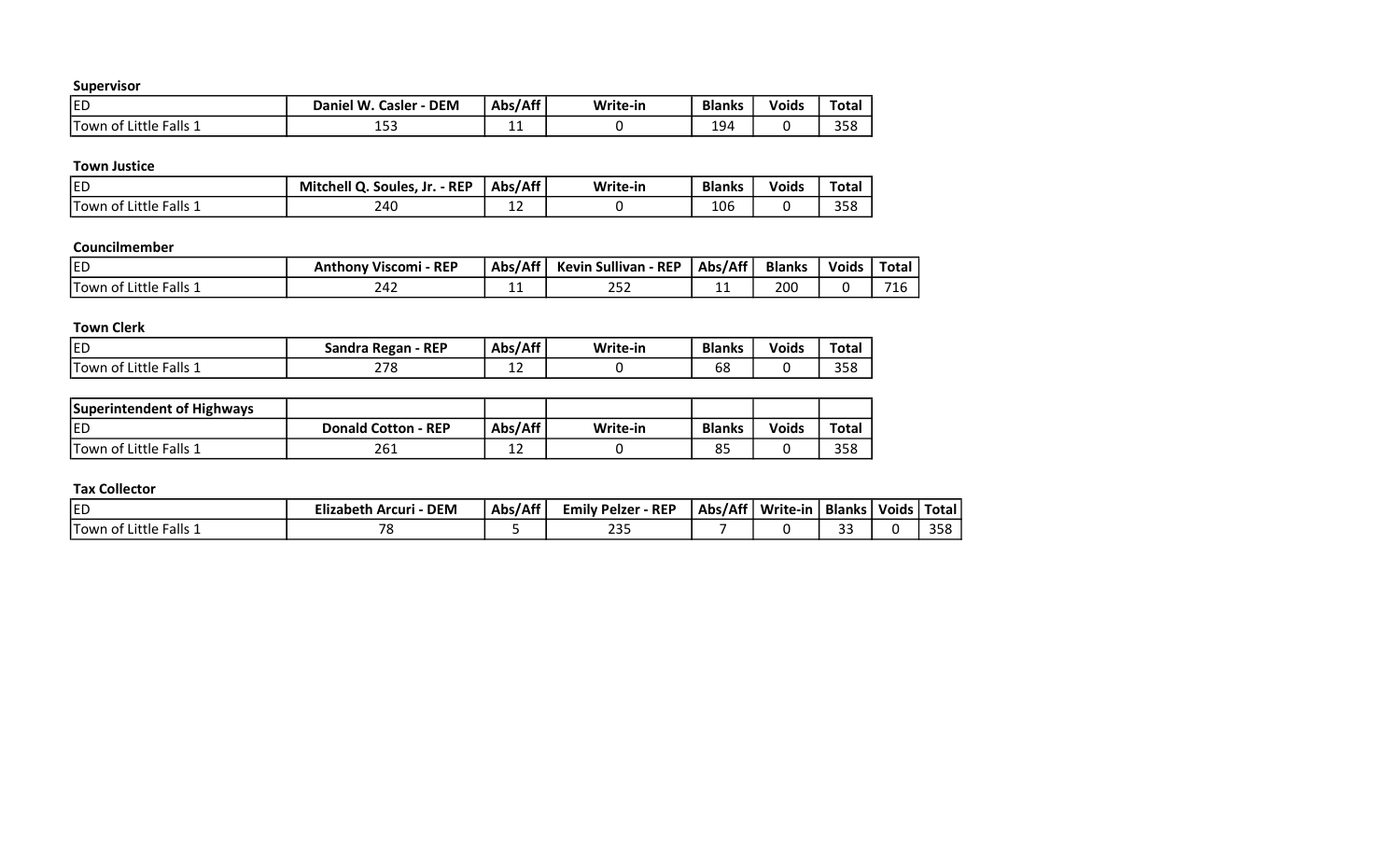**Supervisor**

| ED | Daniel W. Casler - DEM | Abs/Aff | Write-in | Blanks | Voids | Total |
|---|---|---|---|---|---|---|
| Town of Little Falls 1 | 153 | 11 | 0 | 194 | 0 | 358 |

**Town Justice**

| ED | Mitchell Q. Soules, Jr. - REP | Abs/Aff | Write-in | Blanks | Voids | Total |
|---|---|---|---|---|---|---|
| Town of Little Falls 1 | 240 | 12 | 0 | 106 | 0 | 358 |

**Councilmember**

| ED | Anthony Viscomi - REP | Abs/Aff | Kevin Sullivan - REP | Abs/Aff | Blanks | Voids | Total |
|---|---|---|---|---|---|---|---|
| Town of Little Falls 1 | 242 | 11 | 252 | 11 | 200 | 0 | 716 |

**Town Clerk**

| ED | Sandra Regan - REP | Abs/Aff | Write-in | Blanks | Voids | Total |
|---|---|---|---|---|---|---|
| Town of Little Falls 1 | 278 | 12 | 0 | 68 | 0 | 358 |

**Superintendent of Highways**

| ED | Donald Cotton - REP | Abs/Aff | Write-in | Blanks | Voids | Total |
|---|---|---|---|---|---|---|
| Town of Little Falls 1 | 261 | 12 | 0 | 85 | 0 | 358 |

**Tax Collector**

| ED | Elizabeth Arcuri - DEM | Abs/Aff | Emily Pelzer - REP | Abs/Aff | Write-in | Blanks | Voids | Total |
|---|---|---|---|---|---|---|---|---|
| Town of Little Falls 1 | 78 | 5 | 235 | 7 | 0 | 33 | 0 | 358 |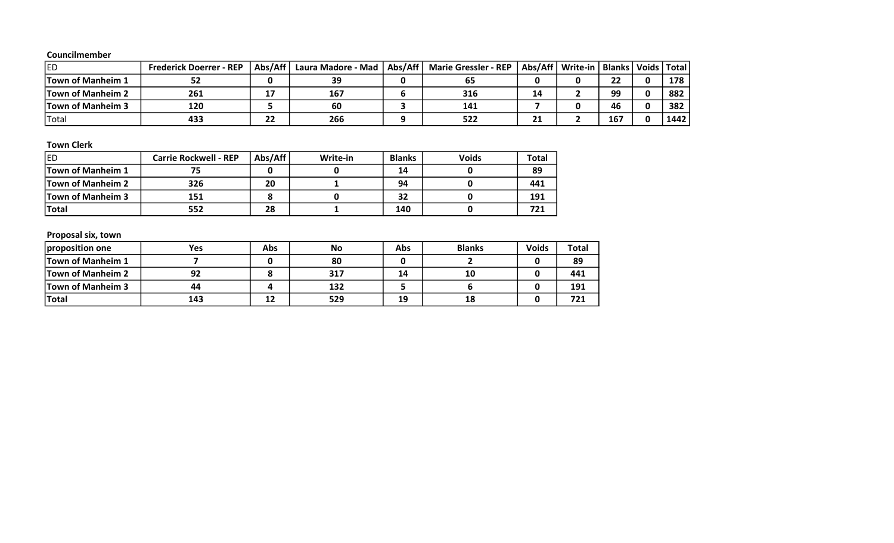**Councilmember**

| ED | Frederick Doerrer - REP | Abs/Aff | Laura Madore - Mad | Abs/Aff | Marie Gressler - REP | Abs/Aff | Write-in | Blanks | Voids | Total |
|---|---|---|---|---|---|---|---|---|---|---|
| **Town of Manheim 1** | 52 | 0 | 39 | 0 | 65 | 0 | 0 | 22 | 0 | 178 |
| **Town of Manheim 2** | 261 | 17 | 167 | 6 | 316 | 14 | 2 | 99 | 0 | 882 |
| **Town of Manheim 3** | 120 | 5 | 60 | 3 | 141 | 7 | 0 | 46 | 0 | 382 |
| Total | 433 | 22 | 266 | 9 | 522 | 21 | 2 | 167 | 0 | 1442 |

**Town Clerk**

| ED | Carrie Rockwell - REP | Abs/Aff | Write-in | Blanks | Voids | Total |
|---|---|---|---|---|---|---|
| **Town of Manheim 1** | 75 | 0 | 0 | 14 | 0 | 89 |
| **Town of Manheim 2** | 326 | 20 | 1 | 94 | 0 | 441 |
| **Town of Manheim 3** | 151 | 8 | 0 | 32 | 0 | 191 |
| **Total** | 552 | 28 | 1 | 140 | 0 | 721 |

**Proposal six, town**

| proposition one | Yes | Abs | No | Abs | Blanks | Voids | Total |
|---|---|---|---|---|---|---|---|
| **Town of Manheim 1** | 7 | 0 | 80 | 0 | 2 | 0 | 89 |
| **Town of Manheim 2** | 92 | 8 | 317 | 14 | 10 | 0 | 441 |
| **Town of Manheim 3** | 44 | 4 | 132 | 5 | 6 | 0 | 191 |
| **Total** | 143 | 12 | 529 | 19 | 18 | 0 | 721 |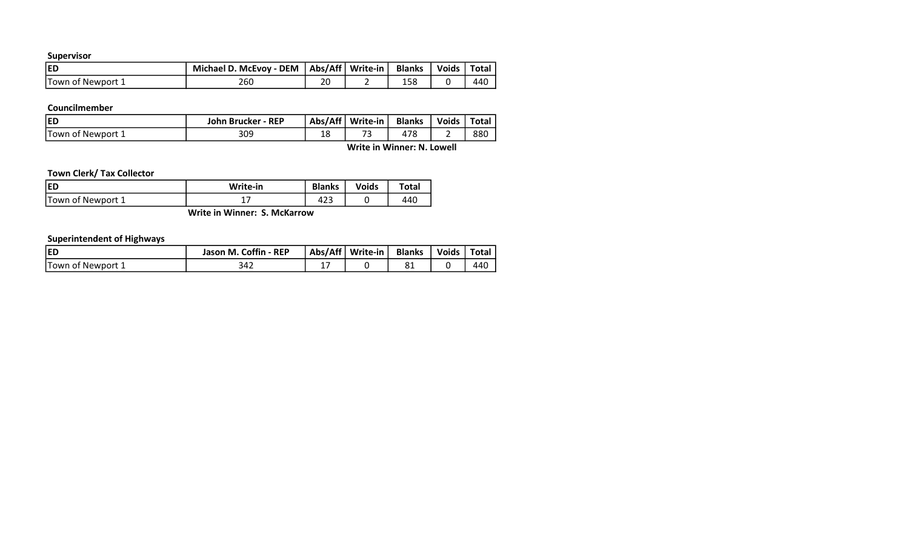**Supervisor**

| ED | Michael D. McEvoy - DEM | Abs/Aff | Write-in | Blanks | Voids | Total |
|---|---|---|---|---|---|---|
| Town of Newport 1 | 260 | 20 | 2 | 158 | 0 | 440 |

**Councilmember**

| ED | John Brucker - REP | Abs/Aff | Write-in | Blanks | Voids | Total |
|---|---|---|---|---|---|---|
| Town of Newport 1 | 309 | 18 | 73 | 478 | 2 | 880 |

**Write in Winner: N. Lowell**

**Town Clerk/ Tax Collector**

| ED | Write-in | Blanks | Voids | Total |
|---|---|---|---|---|
| Town of Newport 1 | 17 | 423 | 0 | 440 |

**Write in Winner: S. McKarrow**

**Superintendent of Highways**

| ED | Jason M. Coffin - REP | Abs/Aff | Write-in | Blanks | Voids | Total |
|---|---|---|---|---|---|---|
| Town of Newport 1 | 342 | 17 | 0 | 81 | 0 | 440 |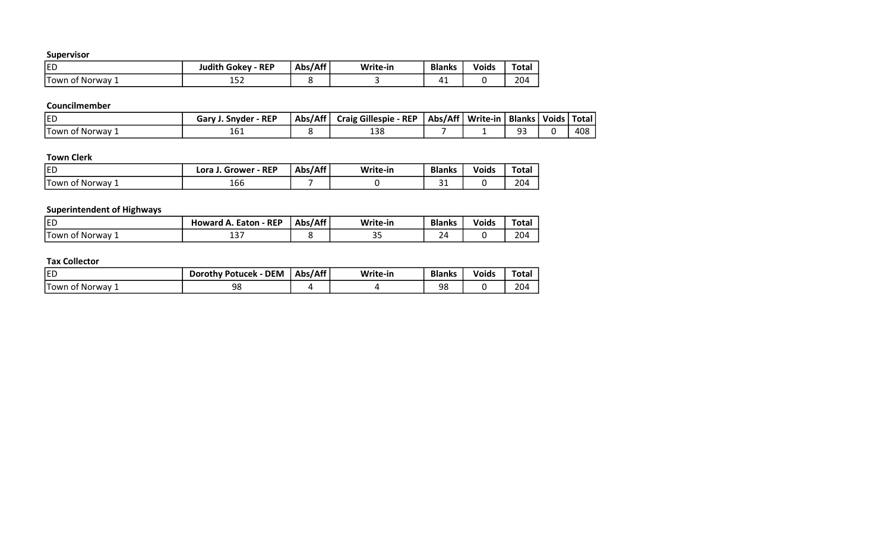**Supervisor**

| ED | Judith Gokey - REP | Abs/Aff | Write-in | Blanks | Voids | Total |
|---|---|---|---|---|---|---|
| Town of Norway 1 | 152 | 8 | 3 | 41 | 0 | 204 |

**Councilmember**

| ED | Gary J. Snyder - REP | Abs/Aff | Craig Gillespie - REP | Abs/Aff | Write-in | Blanks | Voids | Total |
|---|---|---|---|---|---|---|---|---|
| Town of Norway 1 | 161 | 8 | 138 | 7 | 1 | 93 | 0 | 408 |

**Town Clerk**

| ED | Lora J. Grower - REP | Abs/Aff | Write-in | Blanks | Voids | Total |
|---|---|---|---|---|---|---|
| Town of Norway 1 | 166 | 7 | 0 | 31 | 0 | 204 |

**Superintendent of Highways**

| ED | Howard A. Eaton - REP | Abs/Aff | Write-in | Blanks | Voids | Total |
|---|---|---|---|---|---|---|
| Town of Norway 1 | 137 | 8 | 35 | 24 | 0 | 204 |

**Tax Collector**

| ED | Dorothy Potucek - DEM | Abs/Aff | Write-in | Blanks | Voids | Total |
|---|---|---|---|---|---|---|
| Town of Norway 1 | 98 | 4 | 4 | 98 | 0 | 204 |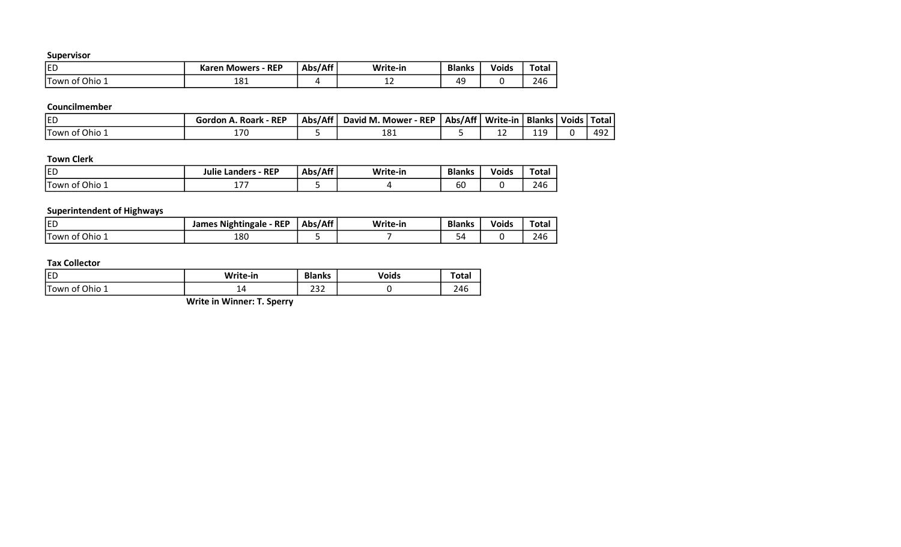**Supervisor**

| ED | Karen Mowers - REP | Abs/Aff | Write-in | Blanks | Voids | Total |
|---|---|---|---|---|---|---|
| Town of Ohio 1 | 181 | 4 | 12 | 49 | 0 | 246 |

**Councilmember**

| ED | Gordon A. Roark - REP | Abs/Aff | David M. Mower - REP | Abs/Aff | Write-in | Blanks | Voids | Total |
|---|---|---|---|---|---|---|---|---|
| Town of Ohio 1 | 170 | 5 | 181 | 5 | 12 | 119 | 0 | 492 |

**Town Clerk**

| ED | Julie Landers - REP | Abs/Aff | Write-in | Blanks | Voids | Total |
|---|---|---|---|---|---|---|
| Town of Ohio 1 | 177 | 5 | 4 | 60 | 0 | 246 |

**Superintendent of Highways**

| ED | James Nightingale - REP | Abs/Aff | Write-in | Blanks | Voids | Total |
|---|---|---|---|---|---|---|
| Town of Ohio 1 | 180 | 5 | 7 | 54 | 0 | 246 |

**Tax Collector**

| ED | Write-in | Blanks | Voids | Total |
|---|---|---|---|---|
| Town of Ohio 1 | 14 | 232 | 0 | 246 |

**Write in Winner: T. Sperry**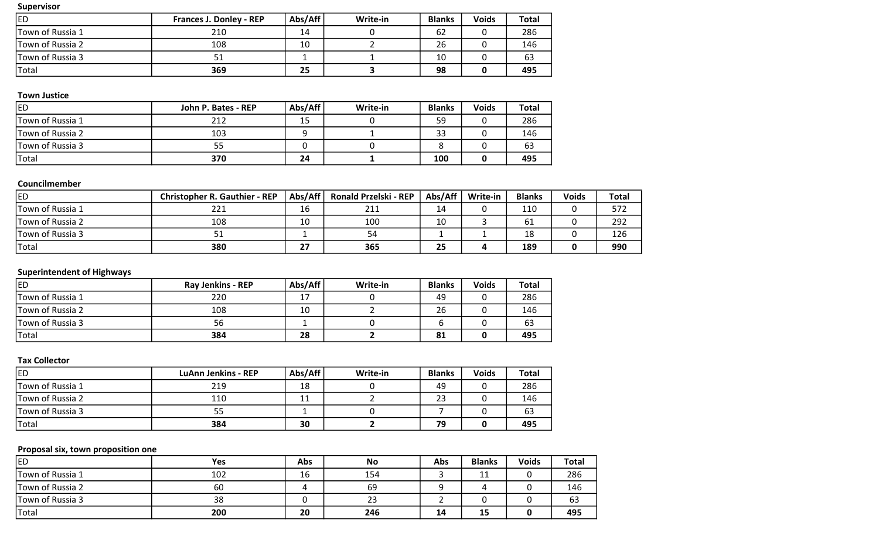**Supervisor**

| ED | Frances J. Donley - REP | Abs/Aff | Write-in | Blanks | Voids | Total |
|---|---|---|---|---|---|---|
| Town of Russia 1 | 210 | 14 | 0 | 62 | 0 | 286 |
| Town of Russia 2 | 108 | 10 | 2 | 26 | 0 | 146 |
| Town of Russia 3 | 51 | 1 | 1 | 10 | 0 | 63 |
| Total | **369** | **25** | **3** | **98** | **0** | **495** |

**Town Justice**

| ED | John P. Bates - REP | Abs/Aff | Write-in | Blanks | Voids | Total |
|---|---|---|---|---|---|---|
| Town of Russia 1 | 212 | 15 | 0 | 59 | 0 | 286 |
| Town of Russia 2 | 103 | 9 | 1 | 33 | 0 | 146 |
| Town of Russia 3 | 55 | 0 | 0 | 8 | 0 | 63 |
| Total | **370** | **24** | **1** | **100** | **0** | **495** |

**Councilmember**

| ED | Christopher R. Gauthier - REP | Abs/Aff | Ronald Przelski - REP | Abs/Aff | Write-in | Blanks | Voids | Total |
|---|---|---|---|---|---|---|---|---|
| Town of Russia 1 | 221 | 16 | 211 | 14 | 0 | 110 | 0 | 572 |
| Town of Russia 2 | 108 | 10 | 100 | 10 | 3 | 61 | 0 | 292 |
| Town of Russia 3 | 51 | 1 | 54 | 1 | 1 | 18 | 0 | 126 |
| Total | **380** | **27** | **365** | **25** | **4** | **189** | **0** | **990** |

**Superintendent of Highways**

| ED | Ray Jenkins - REP | Abs/Aff | Write-in | Blanks | Voids | Total |
|---|---|---|---|---|---|---|
| Town of Russia 1 | 220 | 17 | 0 | 49 | 0 | 286 |
| Town of Russia 2 | 108 | 10 | 2 | 26 | 0 | 146 |
| Town of Russia 3 | 56 | 1 | 0 | 6 | 0 | 63 |
| Total | **384** | **28** | **2** | **81** | **0** | **495** |

**Tax Collector**

| ED | LuAnn Jenkins - REP | Abs/Aff | Write-in | Blanks | Voids | Total |
|---|---|---|---|---|---|---|
| Town of Russia 1 | 219 | 18 | 0 | 49 | 0 | 286 |
| Town of Russia 2 | 110 | 11 | 2 | 23 | 0 | 146 |
| Town of Russia 3 | 55 | 1 | 0 | 7 | 0 | 63 |
| Total | **384** | **30** | **2** | **79** | **0** | **495** |

**Proposal six, town proposition one**

| ED | Yes | Abs | No | Abs | Blanks | Voids | Total |
|---|---|---|---|---|---|---|---|
| Town of Russia 1 | 102 | 16 | 154 | 3 | 11 | 0 | 286 |
| Town of Russia 2 | 60 | 4 | 69 | 9 | 4 | 0 | 146 |
| Town of Russia 3 | 38 | 0 | 23 | 2 | 0 | 0 | 63 |
| Total | **200** | **20** | **246** | **14** | **15** | **0** | **495** |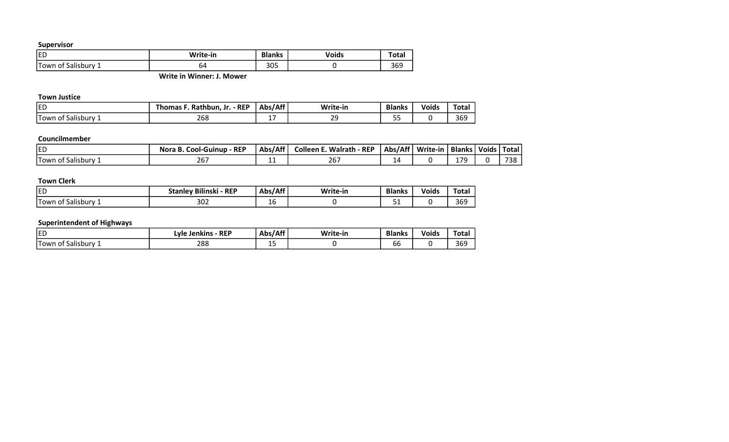**Supervisor**

| ED | Write-in | Blanks | Voids | Total |
|---|---|---|---|---|
| Town of Salisbury 1 | 64 | 305 | 0 | 369 |

**Write in Winner: J. Mower**

**Town Justice**

| ED | Thomas F. Rathbun, Jr. - REP | Abs/Aff | Write-in | Blanks | Voids | Total |
|---|---|---|---|---|---|---|
| Town of Salisbury 1 | 268 | 17 | 29 | 55 | 0 | 369 |

**Councilmember**

| ED | Nora B. Cool-Guinup - REP | Abs/Aff | Colleen E. Walrath - REP | Abs/Aff | Write-in | Blanks | Voids | Total |
|---|---|---|---|---|---|---|---|---|
| Town of Salisbury 1 | 267 | 11 | 267 | 14 | 0 | 179 | 0 | 738 |

**Town Clerk**

| ED | Stanley Bilinski - REP | Abs/Aff | Write-in | Blanks | Voids | Total |
|---|---|---|---|---|---|---|
| Town of Salisbury 1 | 302 | 16 | 0 | 51 | 0 | 369 |

**Superintendent of Highways**

| ED | Lyle Jenkins - REP | Abs/Aff | Write-in | Blanks | Voids | Total |
|---|---|---|---|---|---|---|
| Town of Salisbury 1 | 288 | 15 | 0 | 66 | 0 | 369 |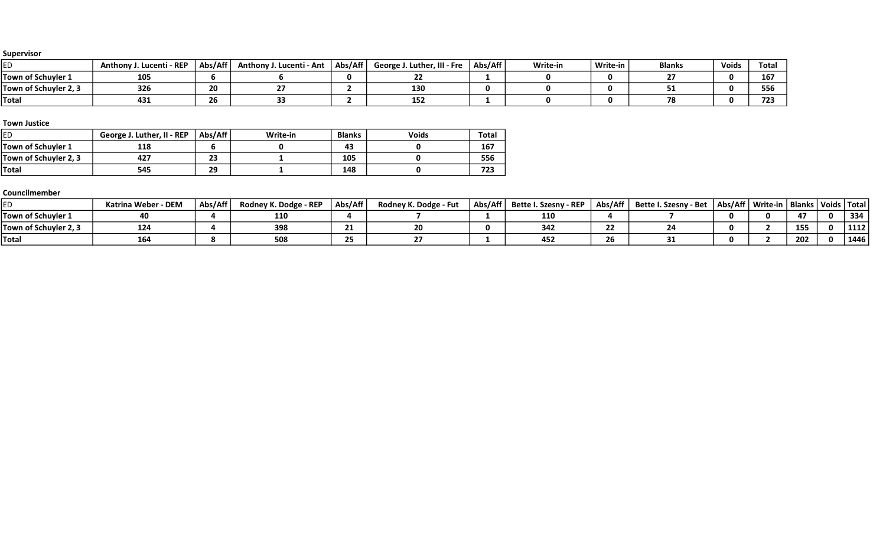**Supervisor**

| ED | Anthony J. Lucenti - REP | Abs/Aff | Anthony J. Lucenti - Ant | Abs/Aff | George J. Luther, III - Fre | Abs/Aff | Write-in | Write-in | Blanks | Voids | Total |
|---|---|---|---|---|---|---|---|---|---|---|---|
| Town of Schuyler 1 | 105 | 6 | 6 | 0 | 22 | 1 | 0 | 0 | 27 | 0 | 167 |
| Town of Schuyler 2, 3 | 326 | 20 | 27 | 2 | 130 | 0 | 0 | 0 | 51 | 0 | 556 |
| Total | 431 | 26 | 33 | 2 | 152 | 1 | 0 | 0 | 78 | 0 | 723 |

**Town Justice**

| ED | George J. Luther, II - REP | Abs/Aff | Write-in | Blanks | Voids | Total |
|---|---|---|---|---|---|---|
| Town of Schuyler 1 | 118 | 6 | 0 | 43 | 0 | 167 |
| Town of Schuyler 2, 3 | 427 | 23 | 1 | 105 | 0 | 556 |
| Total | 545 | 29 | 1 | 148 | 0 | 723 |

**Councilmember**

| ED | Katrina Weber - DEM | Abs/Aff | Rodney K. Dodge - REP | Abs/Aff | Rodney K. Dodge - Fut | Abs/Aff | Bette I. Szesny - REP | Abs/Aff | Bette I. Szesny - Bet | Abs/Aff | Write-in | Blanks | Voids | Total |
|---|---|---|---|---|---|---|---|---|---|---|---|---|---|---|
| Town of Schuyler 1 | 40 | 4 | 110 | 4 | 7 | 1 | 110 | 4 | 7 | 0 | 0 | 47 | 0 | 334 |
| Town of Schuyler 2, 3 | 124 | 4 | 398 | 21 | 20 | 0 | 342 | 22 | 24 | 0 | 2 | 155 | 0 | 1112 |
| Total | 164 | 8 | 508 | 25 | 27 | 1 | 452 | 26 | 31 | 0 | 2 | 202 | 0 | 1446 |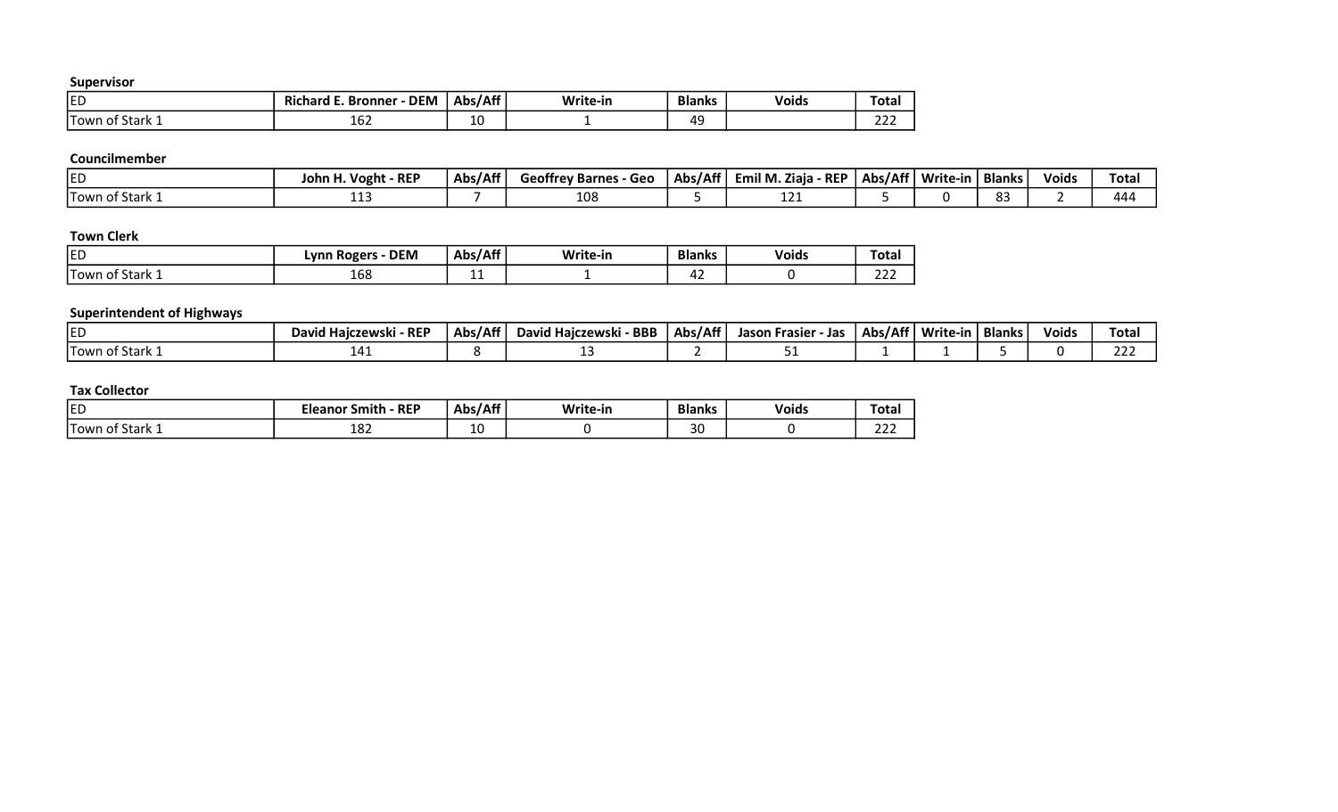**Supervisor**

| ED | Richard E. Bronner - DEM | Abs/Aff | Write-in | Blanks | Voids | Total |
|---|---|---|---|---|---|---|
| Town of Stark 1 | 162 | 10 | 1 | 49 | | 222 |

**Councilmember**

| ED | John H. Voght - REP | Abs/Aff | Geoffrey Barnes - Geo | Abs/Aff | Emil M. Ziaja - REP | Abs/Aff | Write-in | Blanks | Voids | Total |
|---|---|---|---|---|---|---|---|---|---|---|
| Town of Stark 1 | 113 | 7 | 108 | 5 | 121 | 5 | 0 | 83 | 2 | 444 |

**Town Clerk**

| ED | Lynn Rogers - DEM | Abs/Aff | Write-in | Blanks | Voids | Total |
|---|---|---|---|---|---|---|
| Town of Stark 1 | 168 | 11 | 1 | 42 | 0 | 222 |

**Superintendent of Highways**

| ED | David Hajczewski - REP | Abs/Aff | David Hajczewski - BBB | Abs/Aff | Jason Frasier - Jas | Abs/Aff | Write-in | Blanks | Voids | Total |
|---|---|---|---|---|---|---|---|---|---|---|
| Town of Stark 1 | 141 | 8 | 13 | 2 | 51 | 1 | 1 | 5 | 0 | 222 |

**Tax Collector**

| ED | Eleanor Smith - REP | Abs/Aff | Write-in | Blanks | Voids | Total |
|---|---|---|---|---|---|---|
| Town of Stark 1 | 182 | 10 | 0 | 30 | 0 | 222 |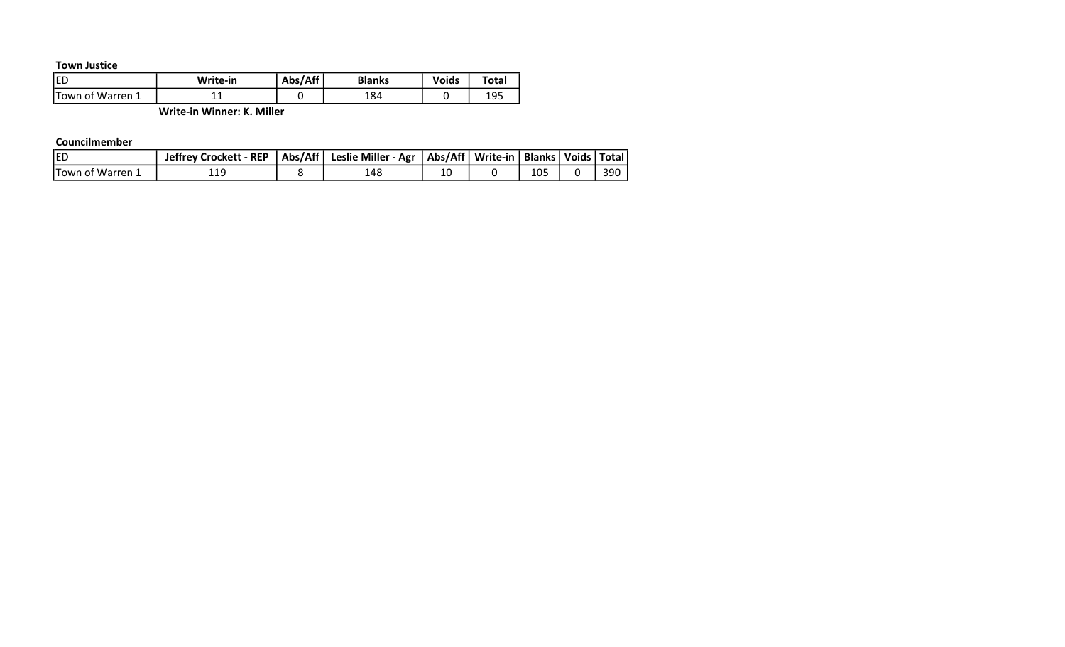**Town Justice**

| ED | Write-in | Abs/Aff | Blanks | Voids | Total |
|---|---|---|---|---|---|
| Town of Warren 1 | 11 | 0 | 184 | 0 | 195 |

**Write-in Winner: K. Miller**

**Councilmember**

| ED | Jeffrey Crockett - REP | Abs/Aff | Leslie Miller - Agr | Abs/Aff | Write-in | Blanks | Voids | Total |
|---|---|---|---|---|---|---|---|---|
| Town of Warren 1 | 119 | 8 | 148 | 10 | 0 | 105 | 0 | 390 |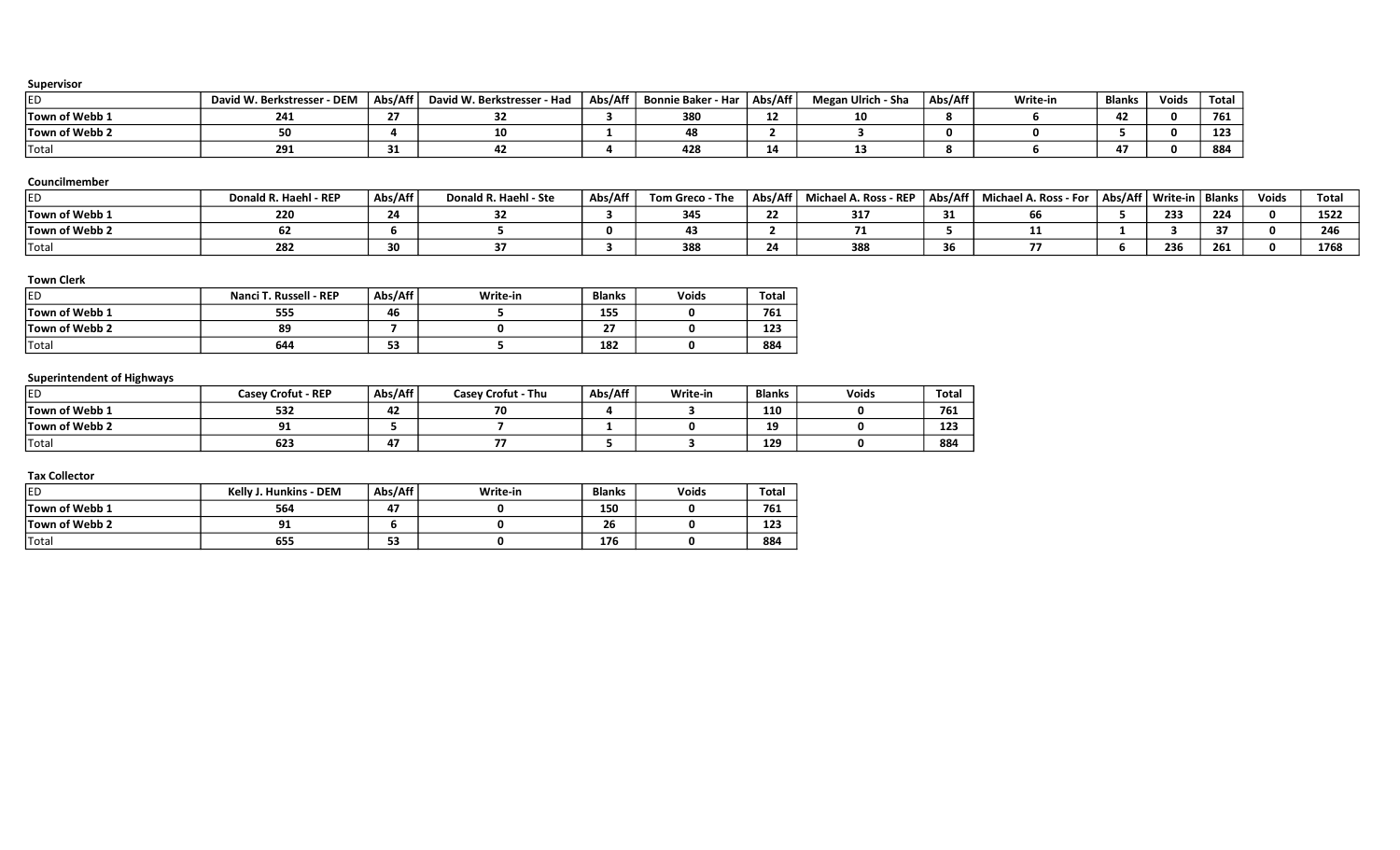**Supervisor**

| ED | David W. Berkstresser - DEM | Abs/Aff | David W. Berkstresser - Had | Abs/Aff | Bonnie Baker - Har | Abs/Aff | Megan Ulrich - Sha | Abs/Aff | Write-in | Blanks | Voids | Total |
|---|---|---|---|---|---|---|---|---|---|---|---|---|
| **Town of Webb 1** | 241 | 27 | 32 | 3 | 380 | 12 | 10 | 8 | 6 | 42 | 0 | 761 |
| **Town of Webb 2** | 50 | 4 | 10 | 1 | 48 | 2 | 3 | 0 | 0 | 5 | 0 | 123 |
| Total | 291 | 31 | 42 | 4 | 428 | 14 | 13 | 8 | 6 | 47 | 0 | 884 |

**Councilmember**

| ED | Donald R. Haehl - REP | Abs/Aff | Donald R. Haehl - Ste | Abs/Aff | Tom Greco - The | Abs/Aff | Michael A. Ross - REP | Abs/Aff | Michael A. Ross - For | Abs/Aff | Write-in | Blanks | Voids | Total |
|---|---|---|---|---|---|---|---|---|---|---|---|---|---|---|
| **Town of Webb 1** | 220 | 24 | 32 | 3 | 345 | 22 | 317 | 31 | 66 | 5 | 233 | 224 | 0 | 1522 |
| **Town of Webb 2** | 62 | 6 | 5 | 0 | 43 | 2 | 71 | 5 | 11 | 1 | 3 | 37 | 0 | 246 |
| Total | 282 | 30 | 37 | 3 | 388 | 24 | 388 | 36 | 77 | 6 | 236 | 261 | 0 | 1768 |

**Town Clerk**

| ED | Nanci T. Russell - REP | Abs/Aff | Write-in | Blanks | Voids | Total |
|---|---|---|---|---|---|---|
| **Town of Webb 1** | 555 | 46 | 5 | 155 | 0 | 761 |
| **Town of Webb 2** | 89 | 7 | 0 | 27 | 0 | 123 |
| Total | 644 | 53 | 5 | 182 | 0 | 884 |

**Superintendent of Highways**

| ED | Casey Crofut - REP | Abs/Aff | Casey Crofut - Thu | Abs/Aff | Write-in | Blanks | Voids | Total |
|---|---|---|---|---|---|---|---|---|
| **Town of Webb 1** | 532 | 42 | 70 | 4 | 3 | 110 | 0 | 761 |
| **Town of Webb 2** | 91 | 5 | 7 | 1 | 0 | 19 | 0 | 123 |
| Total | 623 | 47 | 77 | 5 | 3 | 129 | 0 | 884 |

**Tax Collector**

| ED | Kelly J. Hunkins - DEM | Abs/Aff | Write-in | Blanks | Voids | Total |
|---|---|---|---|---|---|---|
| **Town of Webb 1** | 564 | 47 | 0 | 150 | 0 | 761 |
| **Town of Webb 2** | 91 | 6 | 0 | 26 | 0 | 123 |
| Total | 655 | 53 | 0 | 176 | 0 | 884 |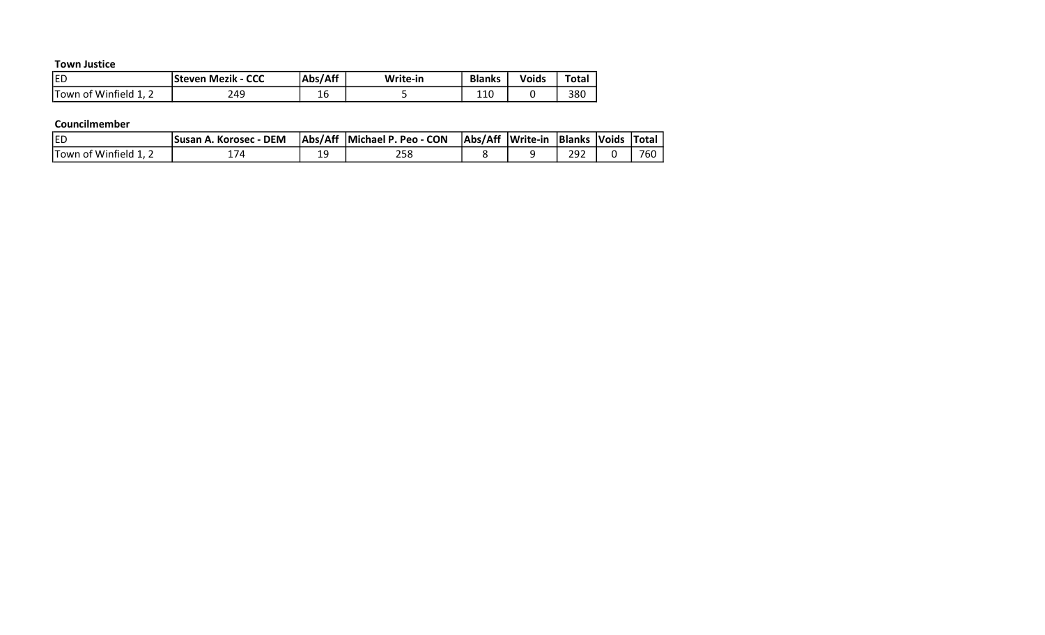**Town Justice**

| ED | Steven Mezik - CCC | Abs/Aff | Write-in | Blanks | Voids | Total |
|---|---|---|---|---|---|---|
| Town of Winfield 1, 2 | 249 | 16 | 5 | 110 | 0 | 380 |

**Councilmember**

| ED | Susan A. Korosec - DEM | Abs/Aff | Michael P. Peo - CON | Abs/Aff | Write-in | Blanks | Voids | Total |
|---|---|---|---|---|---|---|---|---|
| Town of Winfield 1, 2 | 174 | 19 | 258 | 8 | 9 | 292 | 0 | 760 |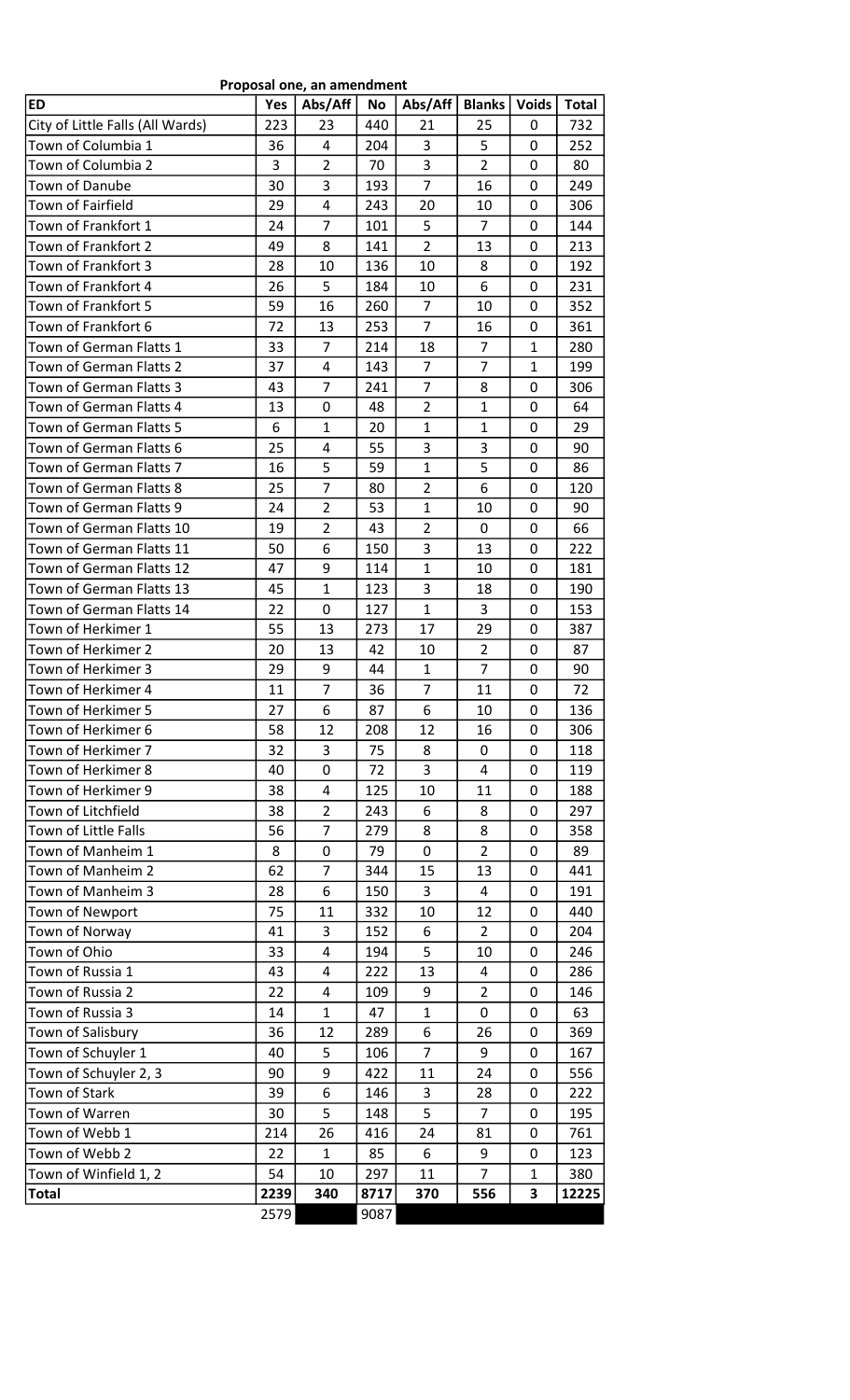**Proposal one, an amendment**

| ED | Yes | Abs/Aff | No | Abs/Aff | Blanks | Voids | Total |
|---|---|---|---|---|---|---|---|
| City of Little Falls (All Wards) | 223 | 23 | 440 | 21 | 25 | 0 | 732 |
| Town of Columbia 1 | 36 | 4 | 204 | 3 | 5 | 0 | 252 |
| Town of Columbia 2 | 3 | 2 | 70 | 3 | 2 | 0 | 80 |
| Town of Danube | 30 | 3 | 193 | 7 | 16 | 0 | 249 |
| Town of Fairfield | 29 | 4 | 243 | 20 | 10 | 0 | 306 |
| Town of Frankfort 1 | 24 | 7 | 101 | 5 | 7 | 0 | 144 |
| Town of Frankfort 2 | 49 | 8 | 141 | 2 | 13 | 0 | 213 |
| Town of Frankfort 3 | 28 | 10 | 136 | 10 | 8 | 0 | 192 |
| Town of Frankfort 4 | 26 | 5 | 184 | 10 | 6 | 0 | 231 |
| Town of Frankfort 5 | 59 | 16 | 260 | 7 | 10 | 0 | 352 |
| Town of Frankfort 6 | 72 | 13 | 253 | 7 | 16 | 0 | 361 |
| Town of German Flatts 1 | 33 | 7 | 214 | 18 | 7 | 1 | 280 |
| Town of German Flatts 2 | 37 | 4 | 143 | 7 | 7 | 1 | 199 |
| Town of German Flatts 3 | 43 | 7 | 241 | 7 | 8 | 0 | 306 |
| Town of German Flatts 4 | 13 | 0 | 48 | 2 | 1 | 0 | 64 |
| Town of German Flatts 5 | 6 | 1 | 20 | 1 | 1 | 0 | 29 |
| Town of German Flatts 6 | 25 | 4 | 55 | 3 | 3 | 0 | 90 |
| Town of German Flatts 7 | 16 | 5 | 59 | 1 | 5 | 0 | 86 |
| Town of German Flatts 8 | 25 | 7 | 80 | 2 | 6 | 0 | 120 |
| Town of German Flatts 9 | 24 | 2 | 53 | 1 | 10 | 0 | 90 |
| Town of German Flatts 10 | 19 | 2 | 43 | 2 | 0 | 0 | 66 |
| Town of German Flatts 11 | 50 | 6 | 150 | 3 | 13 | 0 | 222 |
| Town of German Flatts 12 | 47 | 9 | 114 | 1 | 10 | 0 | 181 |
| Town of German Flatts 13 | 45 | 1 | 123 | 3 | 18 | 0 | 190 |
| Town of German Flatts 14 | 22 | 0 | 127 | 1 | 3 | 0 | 153 |
| Town of Herkimer 1 | 55 | 13 | 273 | 17 | 29 | 0 | 387 |
| Town of Herkimer 2 | 20 | 13 | 42 | 10 | 2 | 0 | 87 |
| Town of Herkimer 3 | 29 | 9 | 44 | 1 | 7 | 0 | 90 |
| Town of Herkimer 4 | 11 | 7 | 36 | 7 | 11 | 0 | 72 |
| Town of Herkimer 5 | 27 | 6 | 87 | 6 | 10 | 0 | 136 |
| Town of Herkimer 6 | 58 | 12 | 208 | 12 | 16 | 0 | 306 |
| Town of Herkimer 7 | 32 | 3 | 75 | 8 | 0 | 0 | 118 |
| Town of Herkimer 8 | 40 | 0 | 72 | 3 | 4 | 0 | 119 |
| Town of Herkimer 9 | 38 | 4 | 125 | 10 | 11 | 0 | 188 |
| Town of Litchfield | 38 | 2 | 243 | 6 | 8 | 0 | 297 |
| Town of Little Falls | 56 | 7 | 279 | 8 | 8 | 0 | 358 |
| Town of Manheim 1 | 8 | 0 | 79 | 0 | 2 | 0 | 89 |
| Town of Manheim 2 | 62 | 7 | 344 | 15 | 13 | 0 | 441 |
| Town of Manheim 3 | 28 | 6 | 150 | 3 | 4 | 0 | 191 |
| Town of Newport | 75 | 11 | 332 | 10 | 12 | 0 | 440 |
| Town of Norway | 41 | 3 | 152 | 6 | 2 | 0 | 204 |
| Town of Ohio | 33 | 4 | 194 | 5 | 10 | 0 | 246 |
| Town of Russia 1 | 43 | 4 | 222 | 13 | 4 | 0 | 286 |
| Town of Russia 2 | 22 | 4 | 109 | 9 | 2 | 0 | 146 |
| Town of Russia 3 | 14 | 1 | 47 | 1 | 0 | 0 | 63 |
| Town of Salisbury | 36 | 12 | 289 | 6 | 26 | 0 | 369 |
| Town of Schuyler 1 | 40 | 5 | 106 | 7 | 9 | 0 | 167 |
| Town of Schuyler 2, 3 | 90 | 9 | 422 | 11 | 24 | 0 | 556 |
| Town of Stark | 39 | 6 | 146 | 3 | 28 | 0 | 222 |
| Town of Warren | 30 | 5 | 148 | 5 | 7 | 0 | 195 |
| Town of Webb 1 | 214 | 26 | 416 | 24 | 81 | 0 | 761 |
| Town of Webb 2 | 22 | 1 | 85 | 6 | 9 | 0 | 123 |
| Town of Winfield 1, 2 | 54 | 10 | 297 | 11 | 7 | 1 | 380 |
| **Total** | **2239** | **340** | **8717** | **370** | **556** | **3** | **12225** |
| | 2579 | | 9087 | | | | |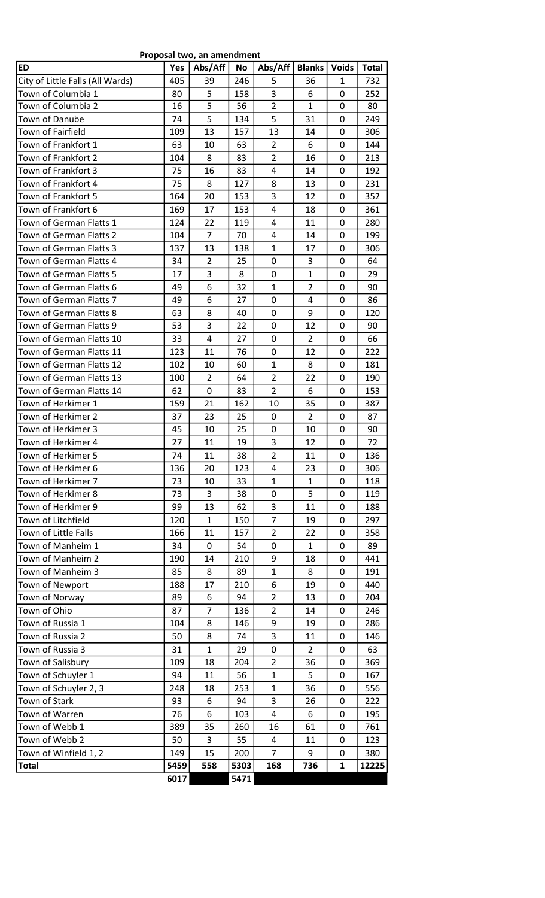**Proposal two, an amendment**

| ED | Yes | Abs/Aff | No | Abs/Aff | Blanks | Voids | Total |
|---|---|---|---|---|---|---|---|
| City of Little Falls (All Wards) | 405 | 39 | 246 | 5 | 36 | 1 | 732 |
| Town of Columbia 1 | 80 | 5 | 158 | 3 | 6 | 0 | 252 |
| Town of Columbia 2 | 16 | 5 | 56 | 2 | 1 | 0 | 80 |
| Town of Danube | 74 | 5 | 134 | 5 | 31 | 0 | 249 |
| Town of Fairfield | 109 | 13 | 157 | 13 | 14 | 0 | 306 |
| Town of Frankfort 1 | 63 | 10 | 63 | 2 | 6 | 0 | 144 |
| Town of Frankfort 2 | 104 | 8 | 83 | 2 | 16 | 0 | 213 |
| Town of Frankfort 3 | 75 | 16 | 83 | 4 | 14 | 0 | 192 |
| Town of Frankfort 4 | 75 | 8 | 127 | 8 | 13 | 0 | 231 |
| Town of Frankfort 5 | 164 | 20 | 153 | 3 | 12 | 0 | 352 |
| Town of Frankfort 6 | 169 | 17 | 153 | 4 | 18 | 0 | 361 |
| Town of German Flatts 1 | 124 | 22 | 119 | 4 | 11 | 0 | 280 |
| Town of German Flatts 2 | 104 | 7 | 70 | 4 | 14 | 0 | 199 |
| Town of German Flatts 3 | 137 | 13 | 138 | 1 | 17 | 0 | 306 |
| Town of German Flatts 4 | 34 | 2 | 25 | 0 | 3 | 0 | 64 |
| Town of German Flatts 5 | 17 | 3 | 8 | 0 | 1 | 0 | 29 |
| Town of German Flatts 6 | 49 | 6 | 32 | 1 | 2 | 0 | 90 |
| Town of German Flatts 7 | 49 | 6 | 27 | 0 | 4 | 0 | 86 |
| Town of German Flatts 8 | 63 | 8 | 40 | 0 | 9 | 0 | 120 |
| Town of German Flatts 9 | 53 | 3 | 22 | 0 | 12 | 0 | 90 |
| Town of German Flatts 10 | 33 | 4 | 27 | 0 | 2 | 0 | 66 |
| Town of German Flatts 11 | 123 | 11 | 76 | 0 | 12 | 0 | 222 |
| Town of German Flatts 12 | 102 | 10 | 60 | 1 | 8 | 0 | 181 |
| Town of German Flatts 13 | 100 | 2 | 64 | 2 | 22 | 0 | 190 |
| Town of German Flatts 14 | 62 | 0 | 83 | 2 | 6 | 0 | 153 |
| Town of Herkimer 1 | 159 | 21 | 162 | 10 | 35 | 0 | 387 |
| Town of Herkimer 2 | 37 | 23 | 25 | 0 | 2 | 0 | 87 |
| Town of Herkimer 3 | 45 | 10 | 25 | 0 | 10 | 0 | 90 |
| Town of Herkimer 4 | 27 | 11 | 19 | 3 | 12 | 0 | 72 |
| Town of Herkimer 5 | 74 | 11 | 38 | 2 | 11 | 0 | 136 |
| Town of Herkimer 6 | 136 | 20 | 123 | 4 | 23 | 0 | 306 |
| Town of Herkimer 7 | 73 | 10 | 33 | 1 | 1 | 0 | 118 |
| Town of Herkimer 8 | 73 | 3 | 38 | 0 | 5 | 0 | 119 |
| Town of Herkimer 9 | 99 | 13 | 62 | 3 | 11 | 0 | 188 |
| Town of Litchfield | 120 | 1 | 150 | 7 | 19 | 0 | 297 |
| Town of Little Falls | 166 | 11 | 157 | 2 | 22 | 0 | 358 |
| Town of Manheim 1 | 34 | 0 | 54 | 0 | 1 | 0 | 89 |
| Town of Manheim 2 | 190 | 14 | 210 | 9 | 18 | 0 | 441 |
| Town of Manheim 3 | 85 | 8 | 89 | 1 | 8 | 0 | 191 |
| Town of Newport | 188 | 17 | 210 | 6 | 19 | 0 | 440 |
| Town of Norway | 89 | 6 | 94 | 2 | 13 | 0 | 204 |
| Town of Ohio | 87 | 7 | 136 | 2 | 14 | 0 | 246 |
| Town of Russia 1 | 104 | 8 | 146 | 9 | 19 | 0 | 286 |
| Town of Russia 2 | 50 | 8 | 74 | 3 | 11 | 0 | 146 |
| Town of Russia 3 | 31 | 1 | 29 | 0 | 2 | 0 | 63 |
| Town of Salisbury | 109 | 18 | 204 | 2 | 36 | 0 | 369 |
| Town of Schuyler 1 | 94 | 11 | 56 | 1 | 5 | 0 | 167 |
| Town of Schuyler 2, 3 | 248 | 18 | 253 | 1 | 36 | 0 | 556 |
| Town of Stark | 93 | 6 | 94 | 3 | 26 | 0 | 222 |
| Town of Warren | 76 | 6 | 103 | 4 | 6 | 0 | 195 |
| Town of Webb 1 | 389 | 35 | 260 | 16 | 61 | 0 | 761 |
| Town of Webb 2 | 50 | 3 | 55 | 4 | 11 | 0 | 123 |
| Town of Winfield 1, 2 | 149 | 15 | 200 | 7 | 9 | 0 | 380 |
| **Total** | **5459** | **558** | **5303** | **168** | **736** | **1** | **12225** |
| | **6017** | | **5471** | | | | |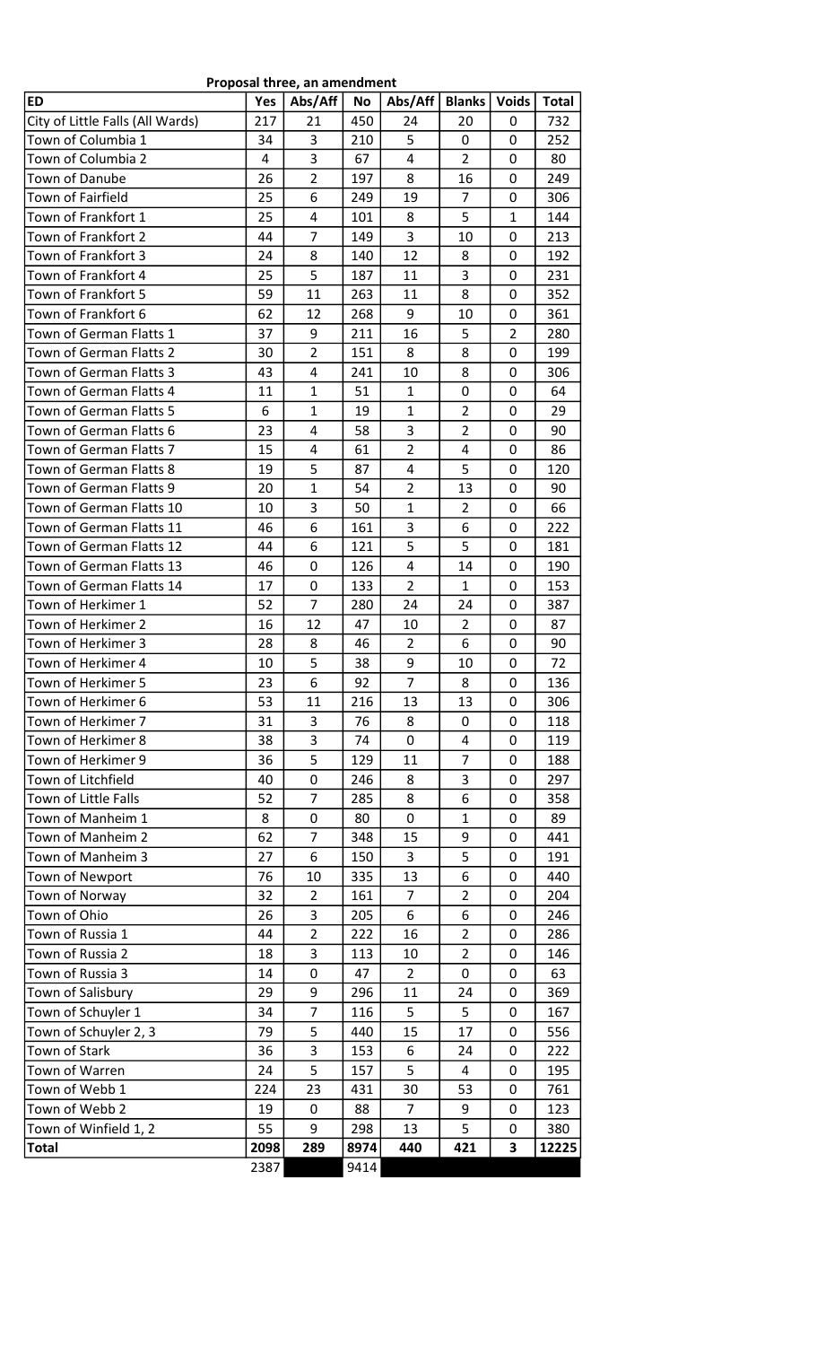**Proposal three, an amendment**

| ED | Yes | Abs/Aff | No | Abs/Aff | Blanks | Voids | Total |
|---|---|---|---|---|---|---|---|
| City of Little Falls (All Wards) | 217 | 21 | 450 | 24 | 20 | 0 | 732 |
| Town of Columbia 1 | 34 | 3 | 210 | 5 | 0 | 0 | 252 |
| Town of Columbia 2 | 4 | 3 | 67 | 4 | 2 | 0 | 80 |
| Town of Danube | 26 | 2 | 197 | 8 | 16 | 0 | 249 |
| Town of Fairfield | 25 | 6 | 249 | 19 | 7 | 0 | 306 |
| Town of Frankfort 1 | 25 | 4 | 101 | 8 | 5 | 1 | 144 |
| Town of Frankfort 2 | 44 | 7 | 149 | 3 | 10 | 0 | 213 |
| Town of Frankfort 3 | 24 | 8 | 140 | 12 | 8 | 0 | 192 |
| Town of Frankfort 4 | 25 | 5 | 187 | 11 | 3 | 0 | 231 |
| Town of Frankfort 5 | 59 | 11 | 263 | 11 | 8 | 0 | 352 |
| Town of Frankfort 6 | 62 | 12 | 268 | 9 | 10 | 0 | 361 |
| Town of German Flatts 1 | 37 | 9 | 211 | 16 | 5 | 2 | 280 |
| Town of German Flatts 2 | 30 | 2 | 151 | 8 | 8 | 0 | 199 |
| Town of German Flatts 3 | 43 | 4 | 241 | 10 | 8 | 0 | 306 |
| Town of German Flatts 4 | 11 | 1 | 51 | 1 | 0 | 0 | 64 |
| Town of German Flatts 5 | 6 | 1 | 19 | 1 | 2 | 0 | 29 |
| Town of German Flatts 6 | 23 | 4 | 58 | 3 | 2 | 0 | 90 |
| Town of German Flatts 7 | 15 | 4 | 61 | 2 | 4 | 0 | 86 |
| Town of German Flatts 8 | 19 | 5 | 87 | 4 | 5 | 0 | 120 |
| Town of German Flatts 9 | 20 | 1 | 54 | 2 | 13 | 0 | 90 |
| Town of German Flatts 10 | 10 | 3 | 50 | 1 | 2 | 0 | 66 |
| Town of German Flatts 11 | 46 | 6 | 161 | 3 | 6 | 0 | 222 |
| Town of German Flatts 12 | 44 | 6 | 121 | 5 | 5 | 0 | 181 |
| Town of German Flatts 13 | 46 | 0 | 126 | 4 | 14 | 0 | 190 |
| Town of German Flatts 14 | 17 | 0 | 133 | 2 | 1 | 0 | 153 |
| Town of Herkimer 1 | 52 | 7 | 280 | 24 | 24 | 0 | 387 |
| Town of Herkimer 2 | 16 | 12 | 47 | 10 | 2 | 0 | 87 |
| Town of Herkimer 3 | 28 | 8 | 46 | 2 | 6 | 0 | 90 |
| Town of Herkimer 4 | 10 | 5 | 38 | 9 | 10 | 0 | 72 |
| Town of Herkimer 5 | 23 | 6 | 92 | 7 | 8 | 0 | 136 |
| Town of Herkimer 6 | 53 | 11 | 216 | 13 | 13 | 0 | 306 |
| Town of Herkimer 7 | 31 | 3 | 76 | 8 | 0 | 0 | 118 |
| Town of Herkimer 8 | 38 | 3 | 74 | 0 | 4 | 0 | 119 |
| Town of Herkimer 9 | 36 | 5 | 129 | 11 | 7 | 0 | 188 |
| Town of Litchfield | 40 | 0 | 246 | 8 | 3 | 0 | 297 |
| Town of Little Falls | 52 | 7 | 285 | 8 | 6 | 0 | 358 |
| Town of Manheim 1 | 8 | 0 | 80 | 0 | 1 | 0 | 89 |
| Town of Manheim 2 | 62 | 7 | 348 | 15 | 9 | 0 | 441 |
| Town of Manheim 3 | 27 | 6 | 150 | 3 | 5 | 0 | 191 |
| Town of Newport | 76 | 10 | 335 | 13 | 6 | 0 | 440 |
| Town of Norway | 32 | 2 | 161 | 7 | 2 | 0 | 204 |
| Town of Ohio | 26 | 3 | 205 | 6 | 6 | 0 | 246 |
| Town of Russia 1 | 44 | 2 | 222 | 16 | 2 | 0 | 286 |
| Town of Russia 2 | 18 | 3 | 113 | 10 | 2 | 0 | 146 |
| Town of Russia 3 | 14 | 0 | 47 | 2 | 0 | 0 | 63 |
| Town of Salisbury | 29 | 9 | 296 | 11 | 24 | 0 | 369 |
| Town of Schuyler 1 | 34 | 7 | 116 | 5 | 5 | 0 | 167 |
| Town of Schuyler 2, 3 | 79 | 5 | 440 | 15 | 17 | 0 | 556 |
| Town of Stark | 36 | 3 | 153 | 6 | 24 | 0 | 222 |
| Town of Warren | 24 | 5 | 157 | 5 | 4 | 0 | 195 |
| Town of Webb 1 | 224 | 23 | 431 | 30 | 53 | 0 | 761 |
| Town of Webb 2 | 19 | 0 | 88 | 7 | 9 | 0 | 123 |
| Town of Winfield 1, 2 | 55 | 9 | 298 | 13 | 5 | 0 | 380 |
| **Total** | **2098** | **289** | **8974** | **440** | **421** | **3** | **12225** |
| | 2387 | | 9414 | | | | |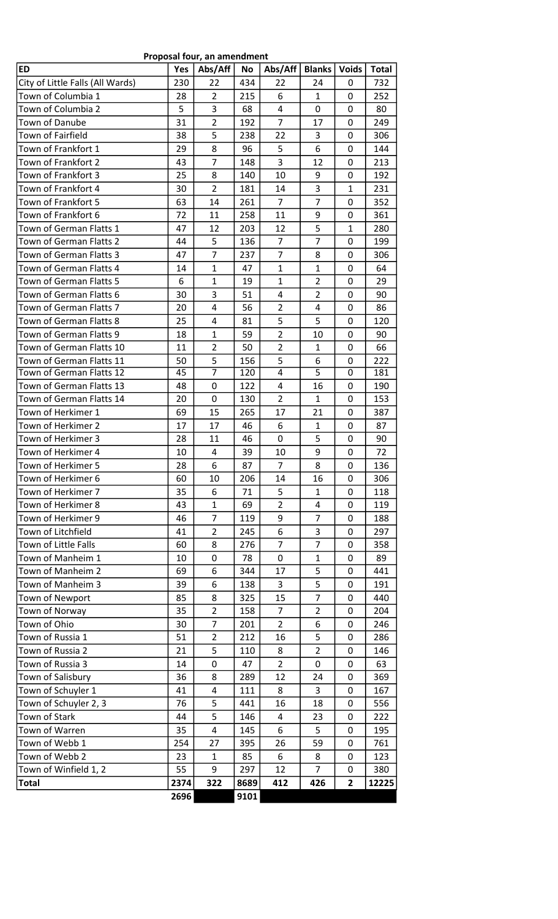**Proposal four, an amendment**

| ED | Yes | Abs/Aff | No | Abs/Aff | Blanks | Voids | Total |
|---|---|---|---|---|---|---|---|
| City of Little Falls (All Wards) | 230 | 22 | 434 | 22 | 24 | 0 | 732 |
| Town of Columbia 1 | 28 | 2 | 215 | 6 | 1 | 0 | 252 |
| Town of Columbia 2 | 5 | 3 | 68 | 4 | 0 | 0 | 80 |
| Town of Danube | 31 | 2 | 192 | 7 | 17 | 0 | 249 |
| Town of Fairfield | 38 | 5 | 238 | 22 | 3 | 0 | 306 |
| Town of Frankfort 1 | 29 | 8 | 96 | 5 | 6 | 0 | 144 |
| Town of Frankfort 2 | 43 | 7 | 148 | 3 | 12 | 0 | 213 |
| Town of Frankfort 3 | 25 | 8 | 140 | 10 | 9 | 0 | 192 |
| Town of Frankfort 4 | 30 | 2 | 181 | 14 | 3 | 1 | 231 |
| Town of Frankfort 5 | 63 | 14 | 261 | 7 | 7 | 0 | 352 |
| Town of Frankfort 6 | 72 | 11 | 258 | 11 | 9 | 0 | 361 |
| Town of German Flatts 1 | 47 | 12 | 203 | 12 | 5 | 1 | 280 |
| Town of German Flatts 2 | 44 | 5 | 136 | 7 | 7 | 0 | 199 |
| Town of German Flatts 3 | 47 | 7 | 237 | 7 | 8 | 0 | 306 |
| Town of German Flatts 4 | 14 | 1 | 47 | 1 | 1 | 0 | 64 |
| Town of German Flatts 5 | 6 | 1 | 19 | 1 | 2 | 0 | 29 |
| Town of German Flatts 6 | 30 | 3 | 51 | 4 | 2 | 0 | 90 |
| Town of German Flatts 7 | 20 | 4 | 56 | 2 | 4 | 0 | 86 |
| Town of German Flatts 8 | 25 | 4 | 81 | 5 | 5 | 0 | 120 |
| Town of German Flatts 9 | 18 | 1 | 59 | 2 | 10 | 0 | 90 |
| Town of German Flatts 10 | 11 | 2 | 50 | 2 | 1 | 0 | 66 |
| Town of German Flatts 11 | 50 | 5 | 156 | 5 | 6 | 0 | 222 |
| Town of German Flatts 12 | 45 | 7 | 120 | 4 | 5 | 0 | 181 |
| Town of German Flatts 13 | 48 | 0 | 122 | 4 | 16 | 0 | 190 |
| Town of German Flatts 14 | 20 | 0 | 130 | 2 | 1 | 0 | 153 |
| Town of Herkimer 1 | 69 | 15 | 265 | 17 | 21 | 0 | 387 |
| Town of Herkimer 2 | 17 | 17 | 46 | 6 | 1 | 0 | 87 |
| Town of Herkimer 3 | 28 | 11 | 46 | 0 | 5 | 0 | 90 |
| Town of Herkimer 4 | 10 | 4 | 39 | 10 | 9 | 0 | 72 |
| Town of Herkimer 5 | 28 | 6 | 87 | 7 | 8 | 0 | 136 |
| Town of Herkimer 6 | 60 | 10 | 206 | 14 | 16 | 0 | 306 |
| Town of Herkimer 7 | 35 | 6 | 71 | 5 | 1 | 0 | 118 |
| Town of Herkimer 8 | 43 | 1 | 69 | 2 | 4 | 0 | 119 |
| Town of Herkimer 9 | 46 | 7 | 119 | 9 | 7 | 0 | 188 |
| Town of Litchfield | 41 | 2 | 245 | 6 | 3 | 0 | 297 |
| Town of Little Falls | 60 | 8 | 276 | 7 | 7 | 0 | 358 |
| Town of Manheim 1 | 10 | 0 | 78 | 0 | 1 | 0 | 89 |
| Town of Manheim 2 | 69 | 6 | 344 | 17 | 5 | 0 | 441 |
| Town of Manheim 3 | 39 | 6 | 138 | 3 | 5 | 0 | 191 |
| Town of Newport | 85 | 8 | 325 | 15 | 7 | 0 | 440 |
| Town of Norway | 35 | 2 | 158 | 7 | 2 | 0 | 204 |
| Town of Ohio | 30 | 7 | 201 | 2 | 6 | 0 | 246 |
| Town of Russia 1 | 51 | 2 | 212 | 16 | 5 | 0 | 286 |
| Town of Russia 2 | 21 | 5 | 110 | 8 | 2 | 0 | 146 |
| Town of Russia 3 | 14 | 0 | 47 | 2 | 0 | 0 | 63 |
| Town of Salisbury | 36 | 8 | 289 | 12 | 24 | 0 | 369 |
| Town of Schuyler 1 | 41 | 4 | 111 | 8 | 3 | 0 | 167 |
| Town of Schuyler 2, 3 | 76 | 5 | 441 | 16 | 18 | 0 | 556 |
| Town of Stark | 44 | 5 | 146 | 4 | 23 | 0 | 222 |
| Town of Warren | 35 | 4 | 145 | 6 | 5 | 0 | 195 |
| Town of Webb 1 | 254 | 27 | 395 | 26 | 59 | 0 | 761 |
| Town of Webb 2 | 23 | 1 | 85 | 6 | 8 | 0 | 123 |
| Town of Winfield 1, 2 | 55 | 9 | 297 | 12 | 7 | 0 | 380 |
| **Total** | **2374** | **322** | **8689** | **412** | **426** | **2** | **12225** |
| | **2696** | | **9101** | | | | |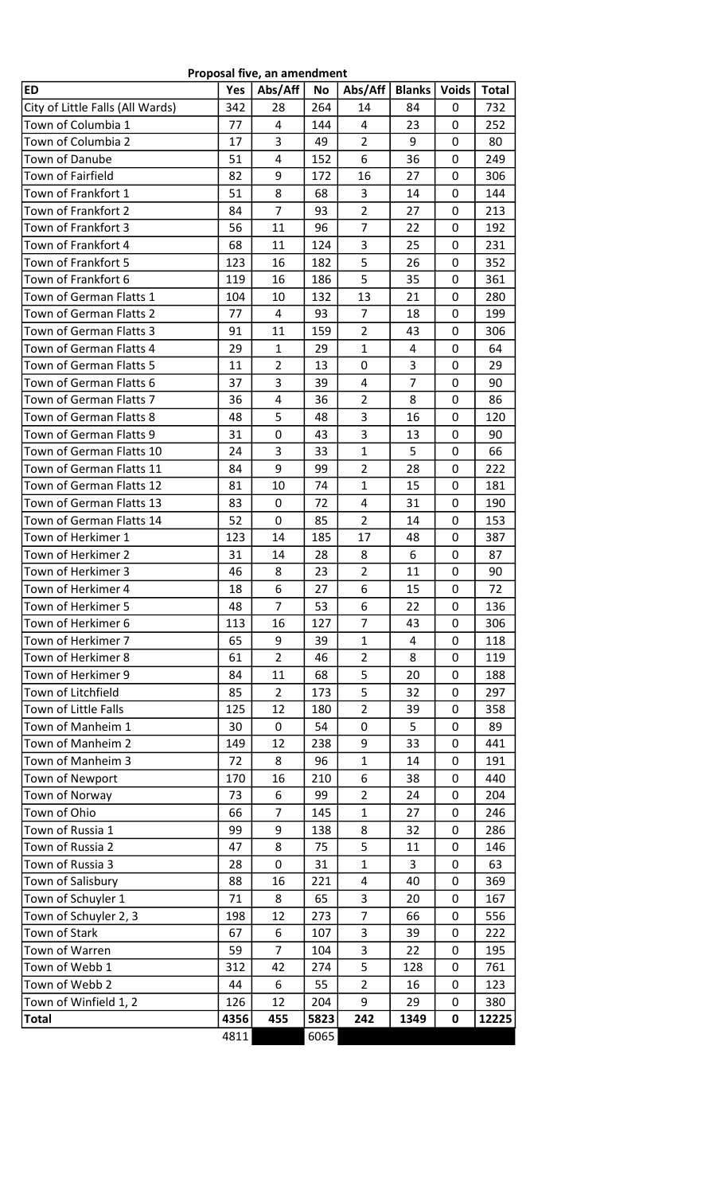**Proposal five, an amendment**

| ED | Yes | Abs/Aff | No | Abs/Aff | Blanks | Voids | Total |
|---|---|---|---|---|---|---|---|
| City of Little Falls (All Wards) | 342 | 28 | 264 | 14 | 84 | 0 | 732 |
| Town of Columbia 1 | 77 | 4 | 144 | 4 | 23 | 0 | 252 |
| Town of Columbia 2 | 17 | 3 | 49 | 2 | 9 | 0 | 80 |
| Town of Danube | 51 | 4 | 152 | 6 | 36 | 0 | 249 |
| Town of Fairfield | 82 | 9 | 172 | 16 | 27 | 0 | 306 |
| Town of Frankfort 1 | 51 | 8 | 68 | 3 | 14 | 0 | 144 |
| Town of Frankfort 2 | 84 | 7 | 93 | 2 | 27 | 0 | 213 |
| Town of Frankfort 3 | 56 | 11 | 96 | 7 | 22 | 0 | 192 |
| Town of Frankfort 4 | 68 | 11 | 124 | 3 | 25 | 0 | 231 |
| Town of Frankfort 5 | 123 | 16 | 182 | 5 | 26 | 0 | 352 |
| Town of Frankfort 6 | 119 | 16 | 186 | 5 | 35 | 0 | 361 |
| Town of German Flatts 1 | 104 | 10 | 132 | 13 | 21 | 0 | 280 |
| Town of German Flatts 2 | 77 | 4 | 93 | 7 | 18 | 0 | 199 |
| Town of German Flatts 3 | 91 | 11 | 159 | 2 | 43 | 0 | 306 |
| Town of German Flatts 4 | 29 | 1 | 29 | 1 | 4 | 0 | 64 |
| Town of German Flatts 5 | 11 | 2 | 13 | 0 | 3 | 0 | 29 |
| Town of German Flatts 6 | 37 | 3 | 39 | 4 | 7 | 0 | 90 |
| Town of German Flatts 7 | 36 | 4 | 36 | 2 | 8 | 0 | 86 |
| Town of German Flatts 8 | 48 | 5 | 48 | 3 | 16 | 0 | 120 |
| Town of German Flatts 9 | 31 | 0 | 43 | 3 | 13 | 0 | 90 |
| Town of German Flatts 10 | 24 | 3 | 33 | 1 | 5 | 0 | 66 |
| Town of German Flatts 11 | 84 | 9 | 99 | 2 | 28 | 0 | 222 |
| Town of German Flatts 12 | 81 | 10 | 74 | 1 | 15 | 0 | 181 |
| Town of German Flatts 13 | 83 | 0 | 72 | 4 | 31 | 0 | 190 |
| Town of German Flatts 14 | 52 | 0 | 85 | 2 | 14 | 0 | 153 |
| Town of Herkimer 1 | 123 | 14 | 185 | 17 | 48 | 0 | 387 |
| Town of Herkimer 2 | 31 | 14 | 28 | 8 | 6 | 0 | 87 |
| Town of Herkimer 3 | 46 | 8 | 23 | 2 | 11 | 0 | 90 |
| Town of Herkimer 4 | 18 | 6 | 27 | 6 | 15 | 0 | 72 |
| Town of Herkimer 5 | 48 | 7 | 53 | 6 | 22 | 0 | 136 |
| Town of Herkimer 6 | 113 | 16 | 127 | 7 | 43 | 0 | 306 |
| Town of Herkimer 7 | 65 | 9 | 39 | 1 | 4 | 0 | 118 |
| Town of Herkimer 8 | 61 | 2 | 46 | 2 | 8 | 0 | 119 |
| Town of Herkimer 9 | 84 | 11 | 68 | 5 | 20 | 0 | 188 |
| Town of Litchfield | 85 | 2 | 173 | 5 | 32 | 0 | 297 |
| Town of Little Falls | 125 | 12 | 180 | 2 | 39 | 0 | 358 |
| Town of Manheim 1 | 30 | 0 | 54 | 0 | 5 | 0 | 89 |
| Town of Manheim 2 | 149 | 12 | 238 | 9 | 33 | 0 | 441 |
| Town of Manheim 3 | 72 | 8 | 96 | 1 | 14 | 0 | 191 |
| Town of Newport | 170 | 16 | 210 | 6 | 38 | 0 | 440 |
| Town of Norway | 73 | 6 | 99 | 2 | 24 | 0 | 204 |
| Town of Ohio | 66 | 7 | 145 | 1 | 27 | 0 | 246 |
| Town of Russia 1 | 99 | 9 | 138 | 8 | 32 | 0 | 286 |
| Town of Russia 2 | 47 | 8 | 75 | 5 | 11 | 0 | 146 |
| Town of Russia 3 | 28 | 0 | 31 | 1 | 3 | 0 | 63 |
| Town of Salisbury | 88 | 16 | 221 | 4 | 40 | 0 | 369 |
| Town of Schuyler 1 | 71 | 8 | 65 | 3 | 20 | 0 | 167 |
| Town of Schuyler 2, 3 | 198 | 12 | 273 | 7 | 66 | 0 | 556 |
| Town of Stark | 67 | 6 | 107 | 3 | 39 | 0 | 222 |
| Town of Warren | 59 | 7 | 104 | 3 | 22 | 0 | 195 |
| Town of Webb 1 | 312 | 42 | 274 | 5 | 128 | 0 | 761 |
| Town of Webb 2 | 44 | 6 | 55 | 2 | 16 | 0 | 123 |
| Town of Winfield 1, 2 | 126 | 12 | 204 | 9 | 29 | 0 | 380 |
| **Total** | **4356** | **455** | **5823** | **242** | **1349** | **0** | **12225** |
| | 4811 | | 6065 | | | | |